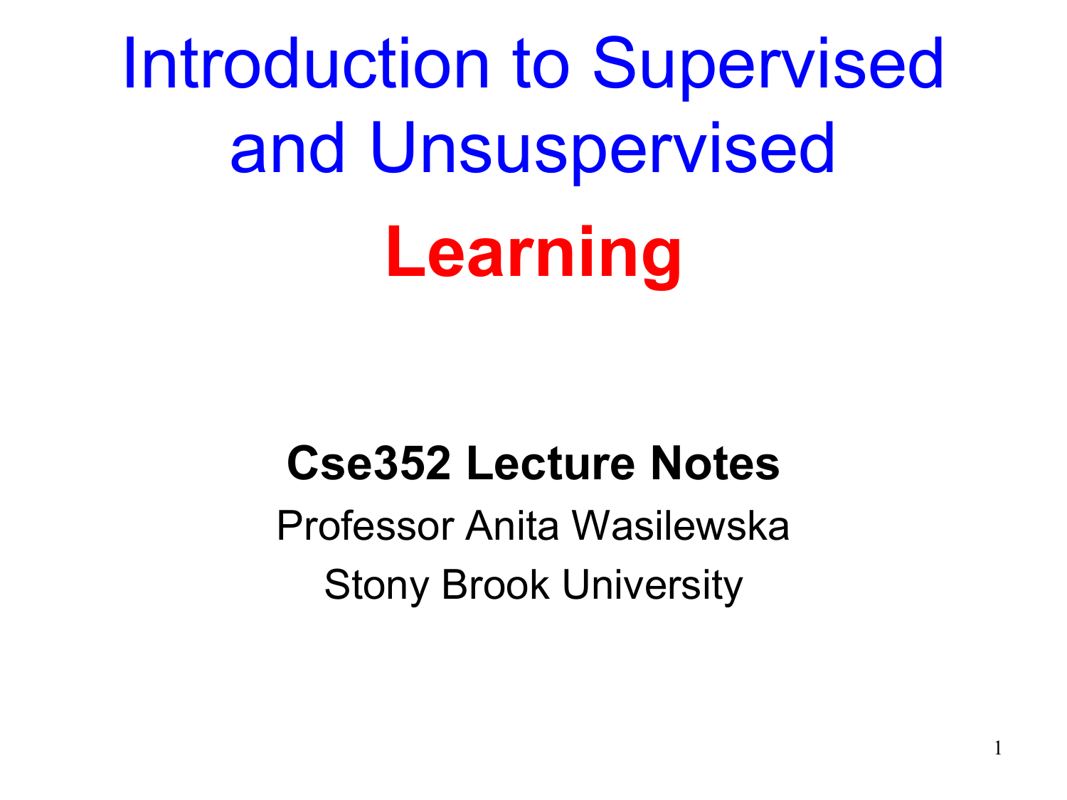# Introduction to Supervised and Unsuspervised

# Learning

**Cse352 Lecture Notes**

Professor Anita Wasilewska

Stony Brook University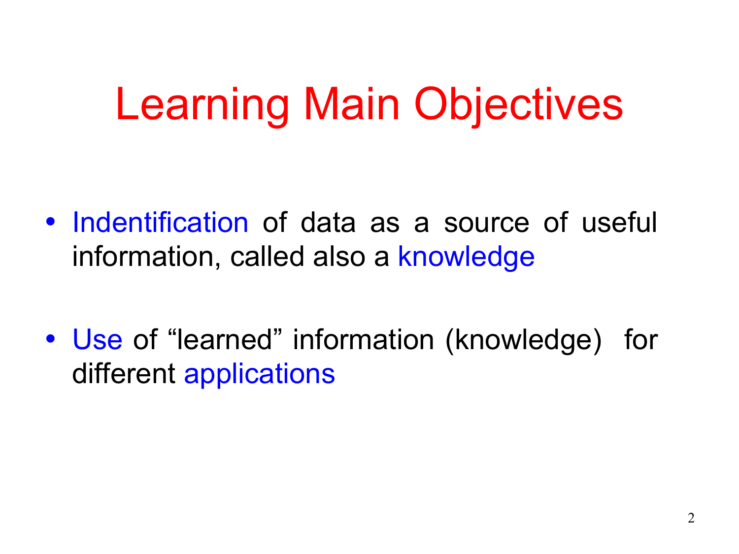# Learning Main Objectives

- Indentification of data as a source of useful information, called also a knowledge

- Use of "learned" information (knowledge) for different applications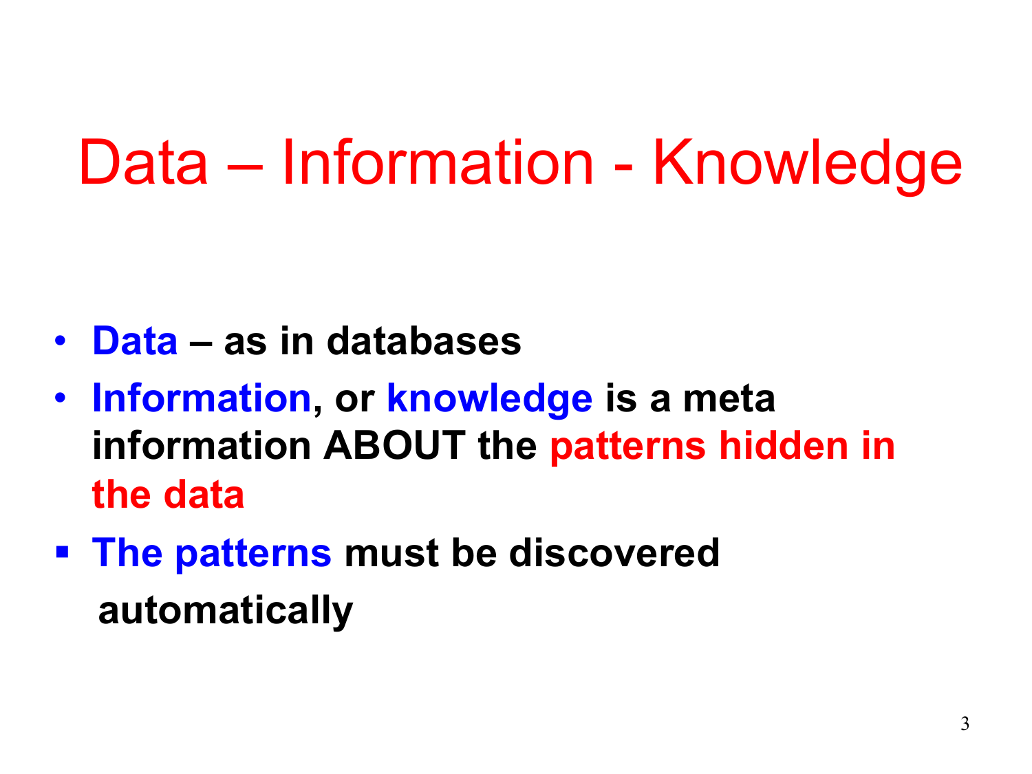# Data – Information - Knowledge

- **Data – as in databases**
- **Information, or knowledge is a meta information ABOUT the patterns hidden in the data**
- **The patterns must be discovered automatically**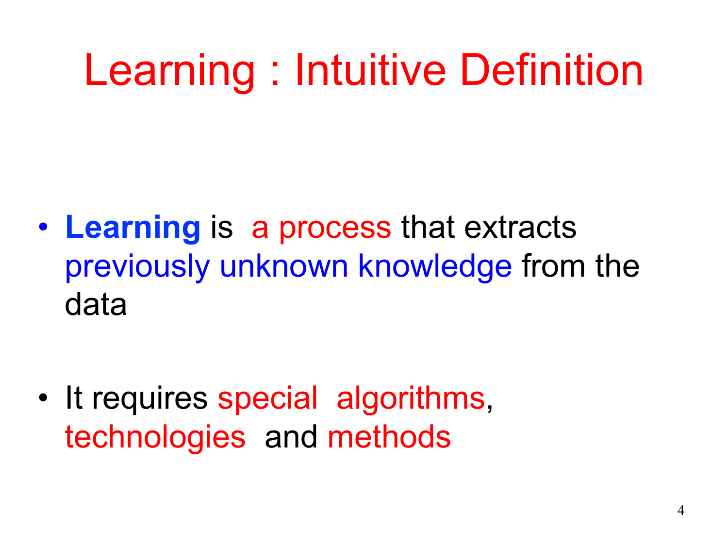# Learning : Intuitive Definition

- **Learning** is a process that extracts previously unknown knowledge from the data

- It requires special algorithms, technologies and methods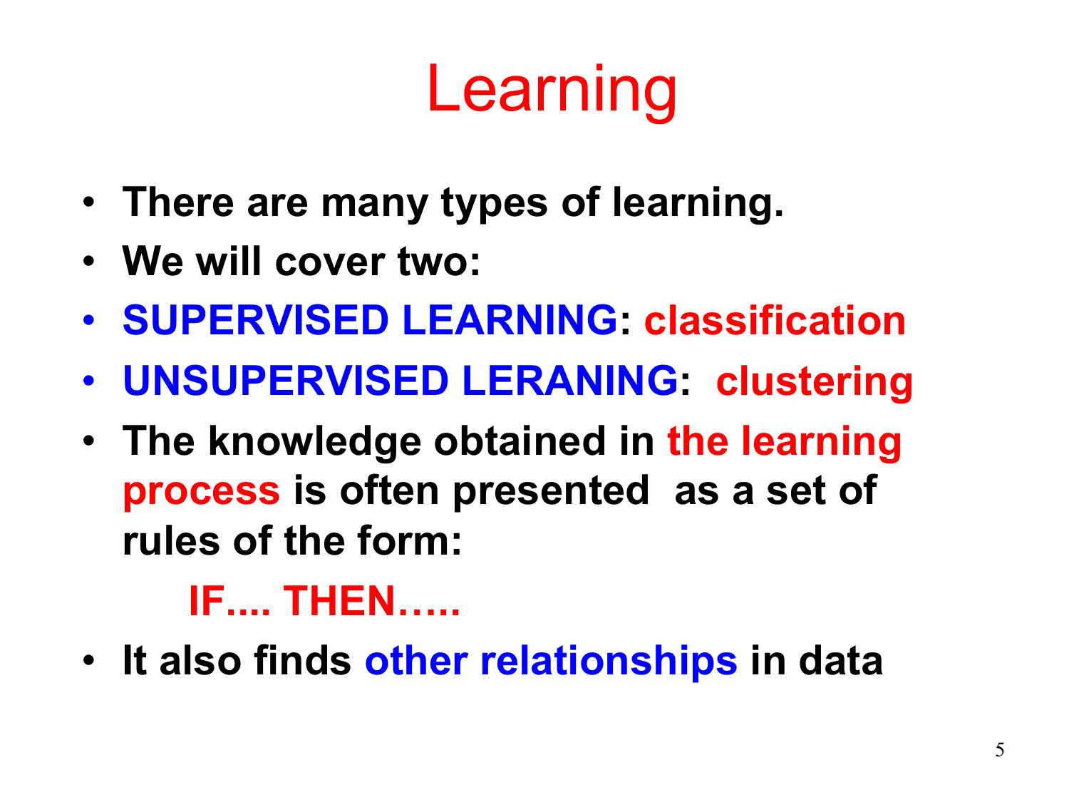# Learning

- **There are many types of learning.**
- **We will cover two:**
- **SUPERVISED LEARNING: classification**
- **UNSUPERVISED LERANING: clustering**
- **The knowledge obtained in the learning process is often presented as a set of rules of the form:**

  **IF.... THEN…..**

- **It also finds other relationships in data**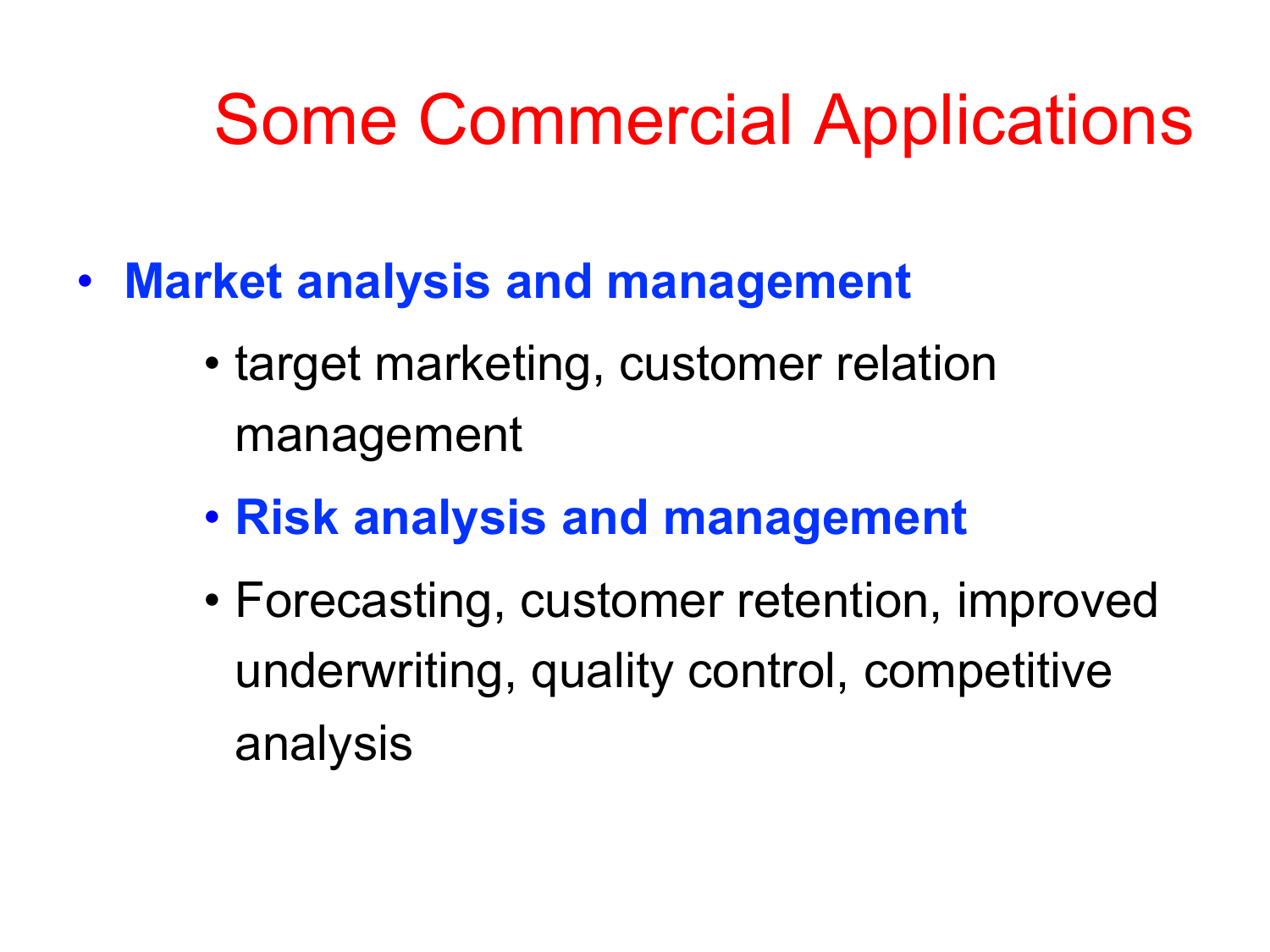# Some Commercial Applications

- **Market analysis and management**
    - target marketing, customer relation management
    - **Risk analysis and management**
    - Forecasting, customer retention, improved underwriting, quality control, competitive analysis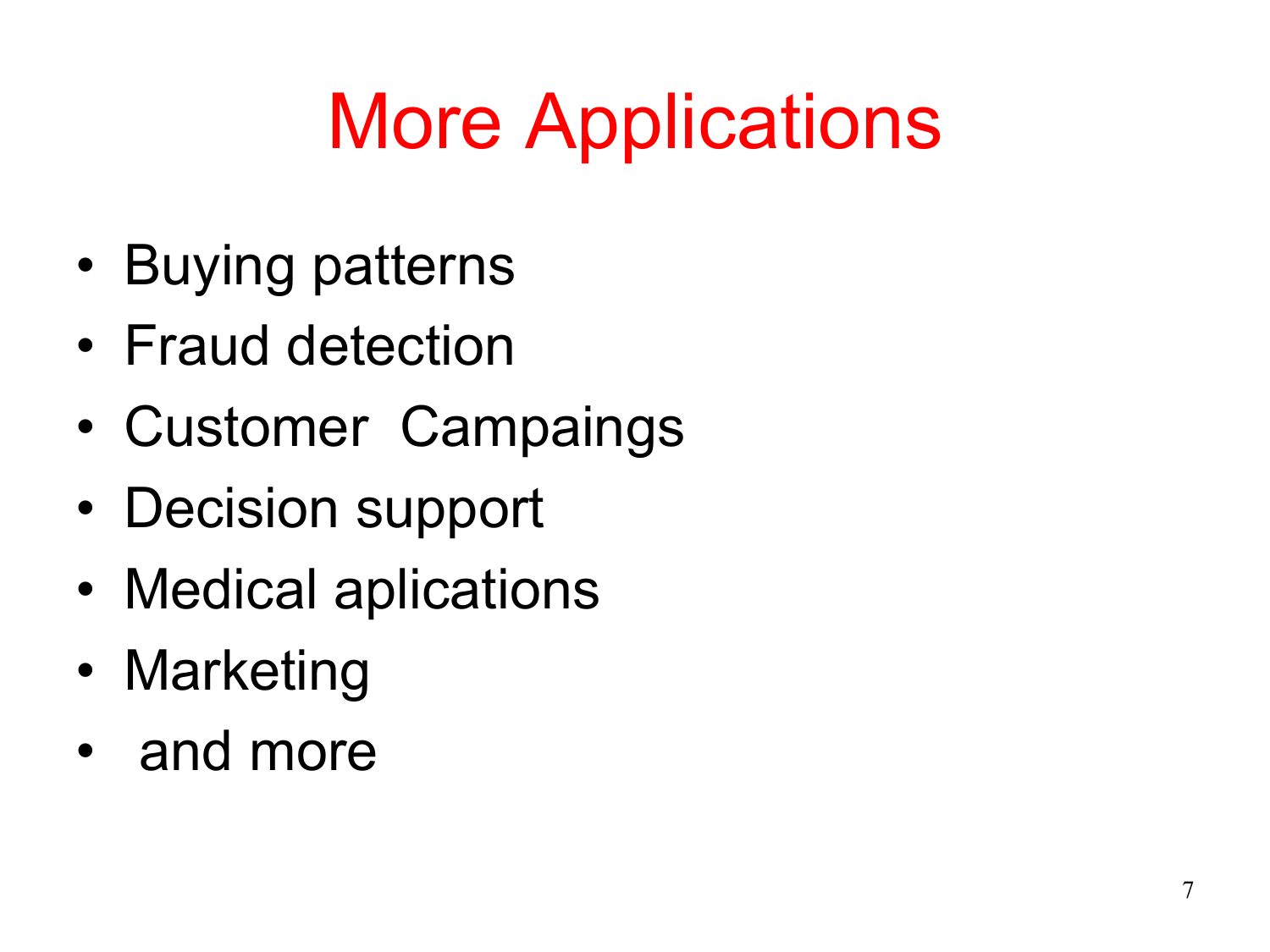# More Applications

- Buying patterns
- Fraud detection
- Customer Campaings
- Decision support
- Medical aplications
- Marketing
- and more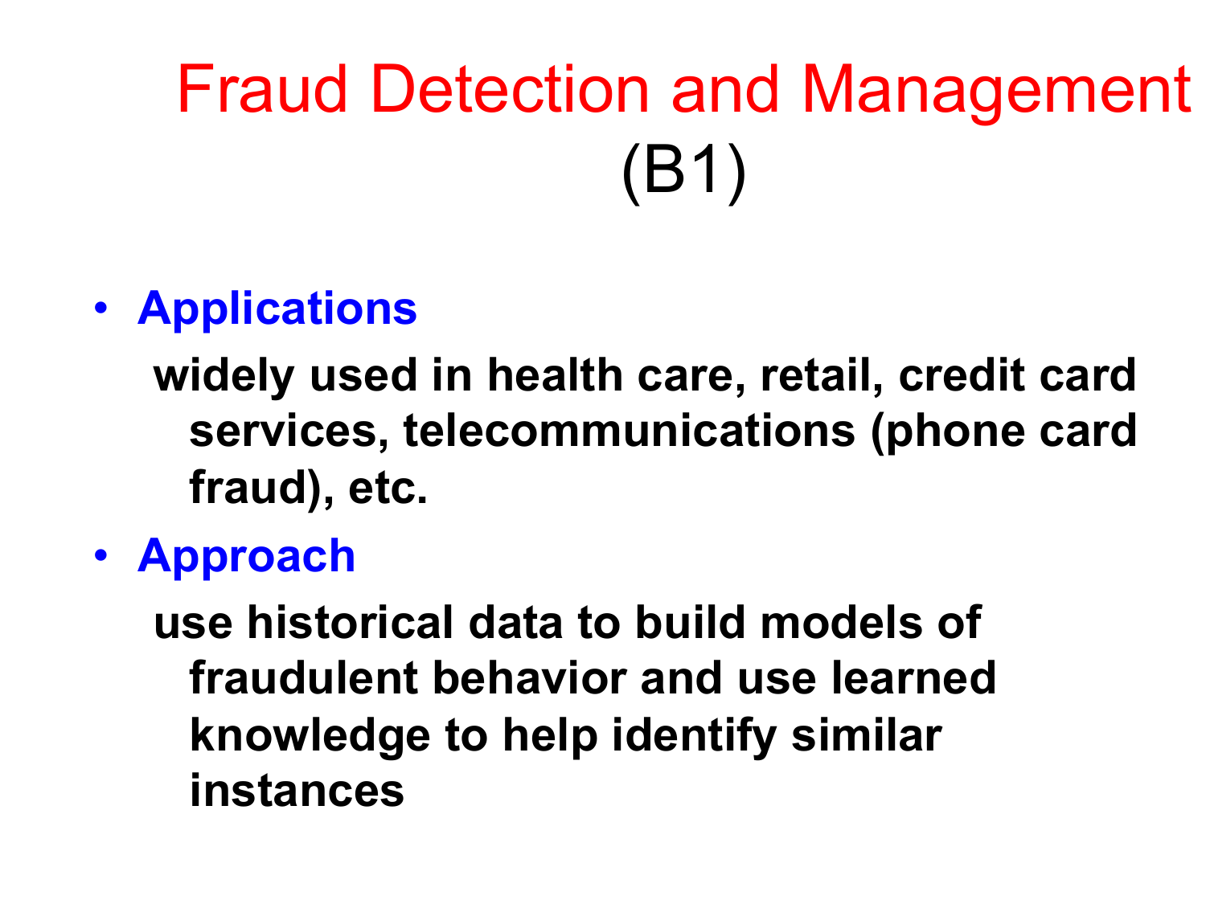# Fraud Detection and Management (B1)

- **Applications**

  **widely used in health care, retail, credit card services, telecommunications (phone card fraud), etc.**

- **Approach**

  **use historical data to build models of fraudulent behavior and use learned knowledge to help identify similar instances**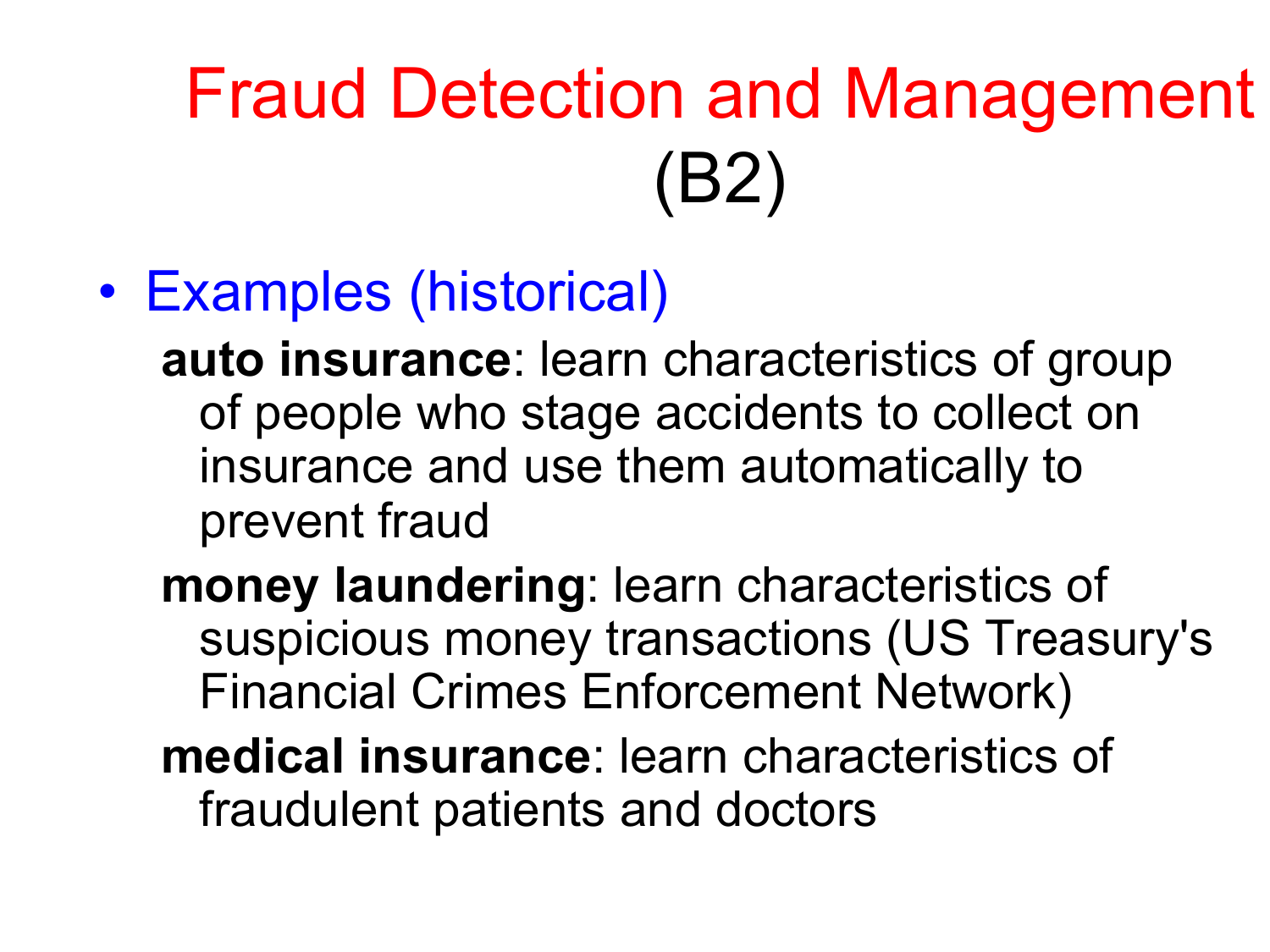# Fraud Detection and Management (B2)

- Examples (historical)

  **auto insurance**: learn characteristics of group of people who stage accidents to collect on insurance and use them automatically to prevent fraud

  **money laundering**: learn characteristics of suspicious money transactions (US Treasury's Financial Crimes Enforcement Network)

  **medical insurance**: learn characteristics of fraudulent patients and doctors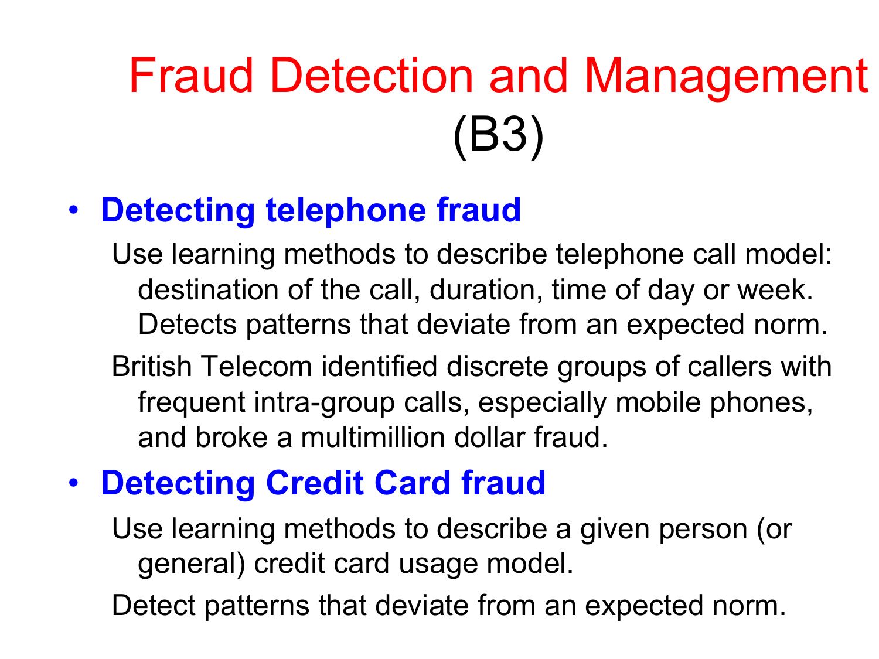# Fraud Detection and Management (B3)

- **Detecting telephone fraud**

  Use learning methods to describe telephone call model: destination of the call, duration, time of day or week. Detects patterns that deviate from an expected norm.

  British Telecom identified discrete groups of callers with frequent intra-group calls, especially mobile phones, and broke a multimillion dollar fraud.

- **Detecting Credit Card fraud**

  Use learning methods to describe a given person (or general) credit card usage model.

  Detect patterns that deviate from an expected norm.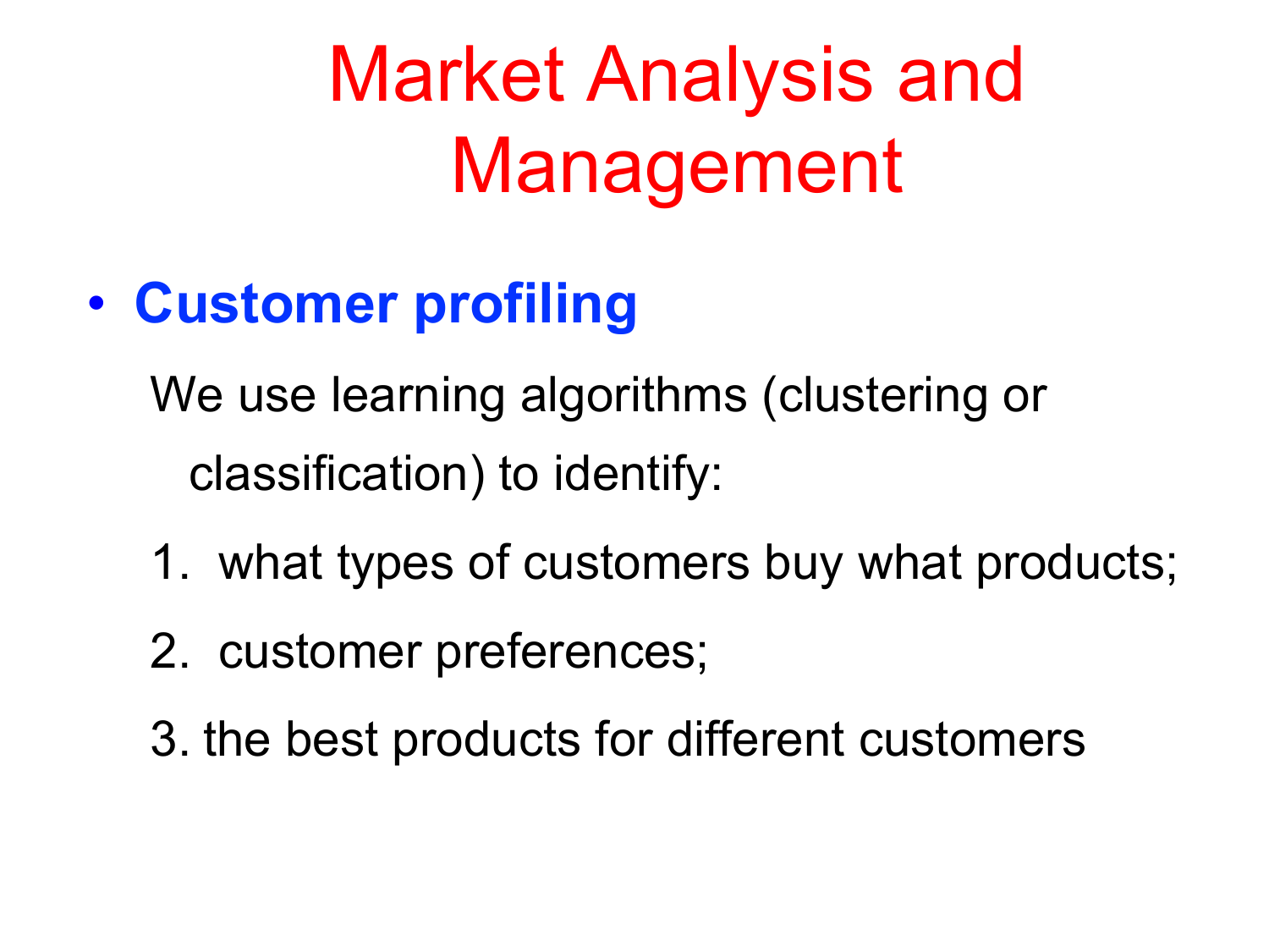# Market Analysis and Management

- **Customer profiling**

  We use learning algorithms (clustering or classification) to identify:

  1. what types of customers buy what products;
  2. customer preferences;
  3. the best products for different customers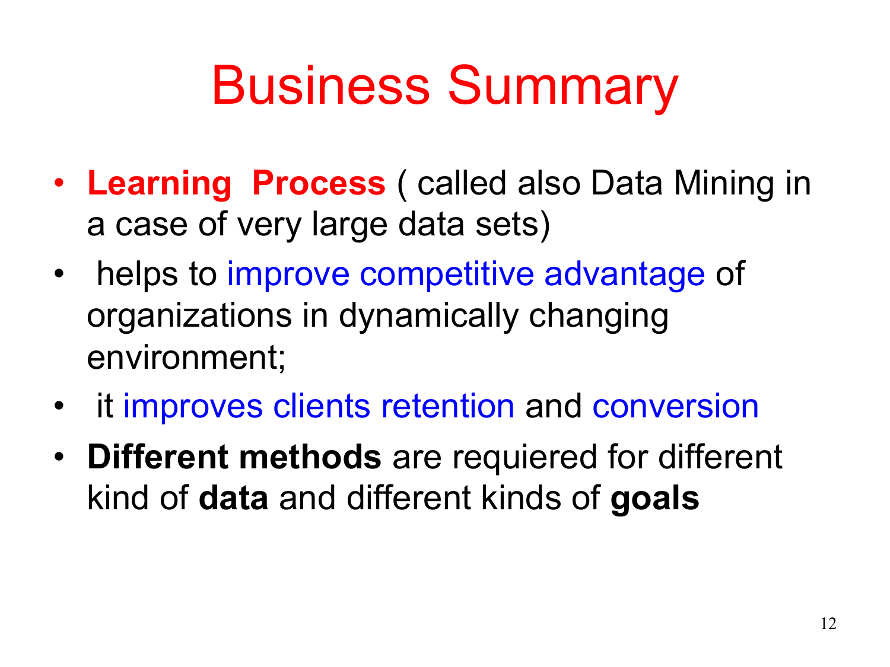# Business Summary

- **Learning Process** ( called also Data Mining in a case of very large data sets)
- helps to improve competitive advantage of organizations in dynamically changing environment;
- it improves clients retention and conversion
- **Different methods** are requiered for different kind of **data** and different kinds of **goals**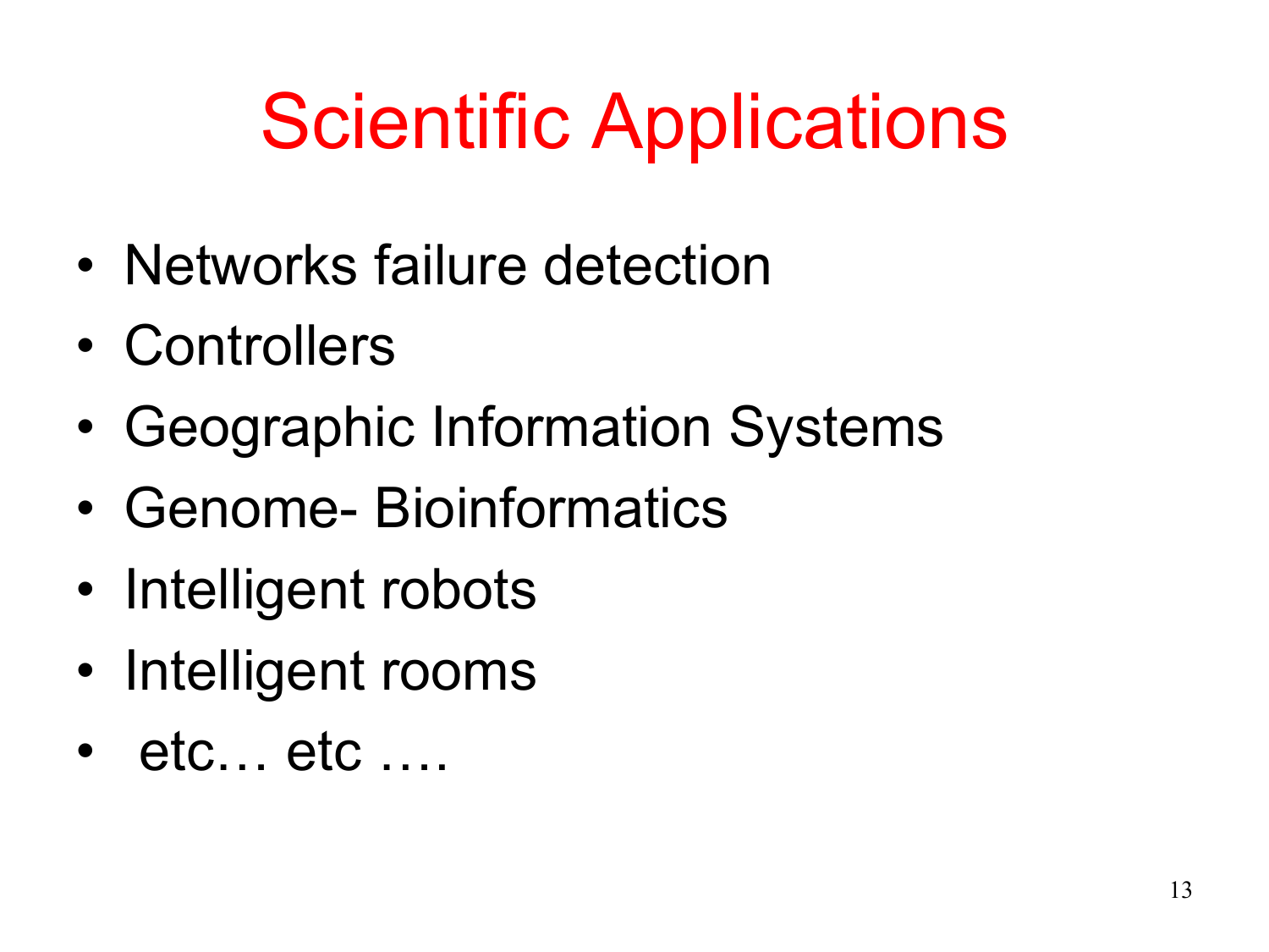# Scientific Applications

- Networks failure detection
- Controllers
- Geographic Information Systems
- Genome- Bioinformatics
- Intelligent robots
- Intelligent rooms
- etc… etc ….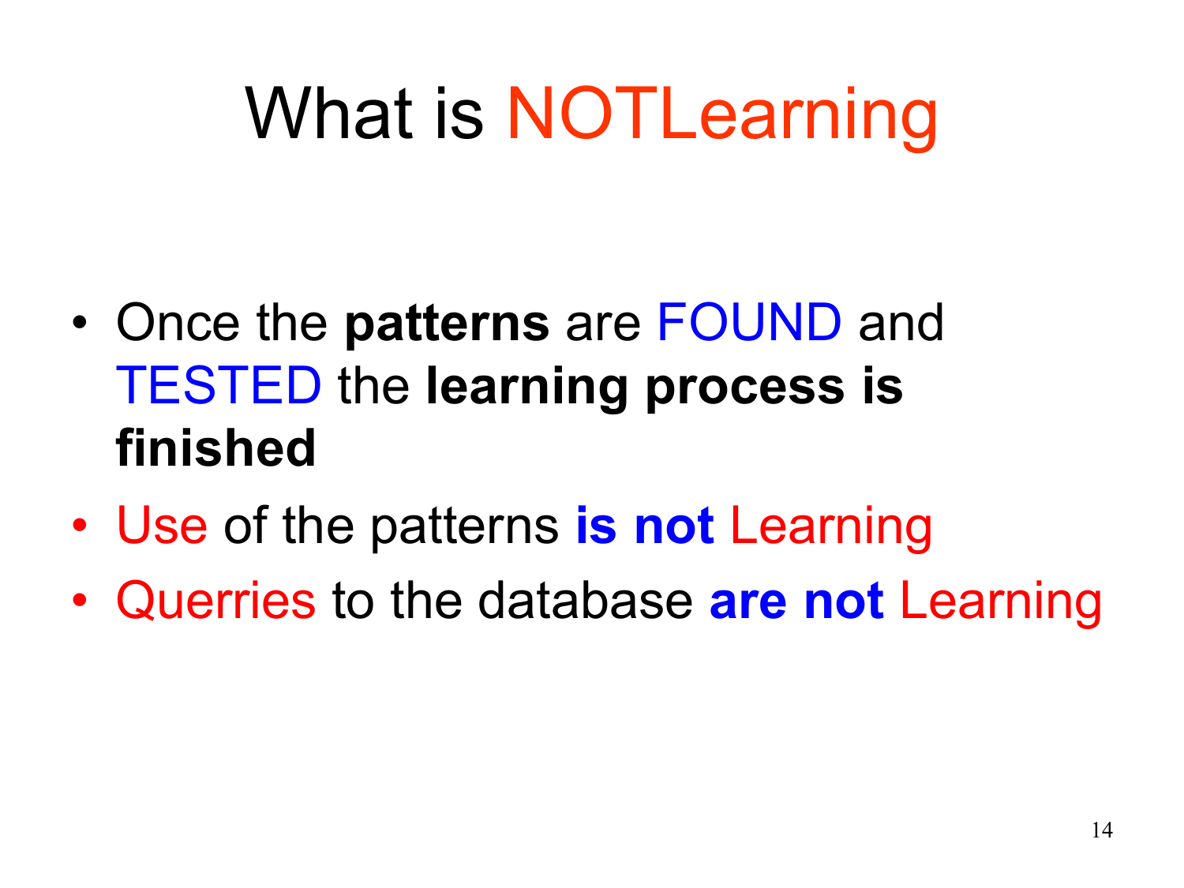# What is NOTLearning

- Once the **patterns** are FOUND and TESTED the **learning process is finished**
- Use of the patterns **is not** Learning
- Querries to the database **are not** Learning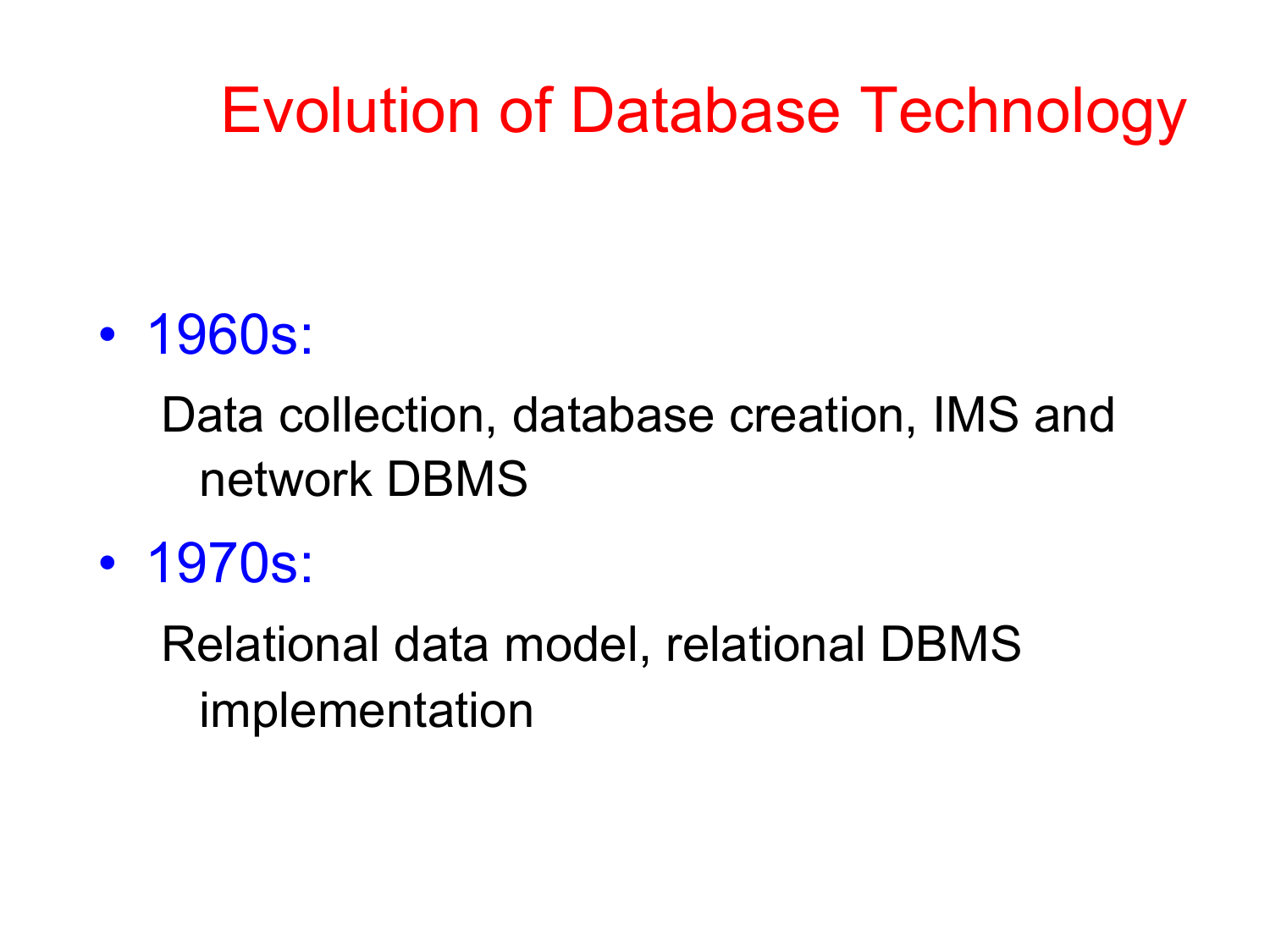# Evolution of Database Technology

- 1960s:

  Data collection, database creation, IMS and network DBMS

- 1970s:

  Relational data model, relational DBMS implementation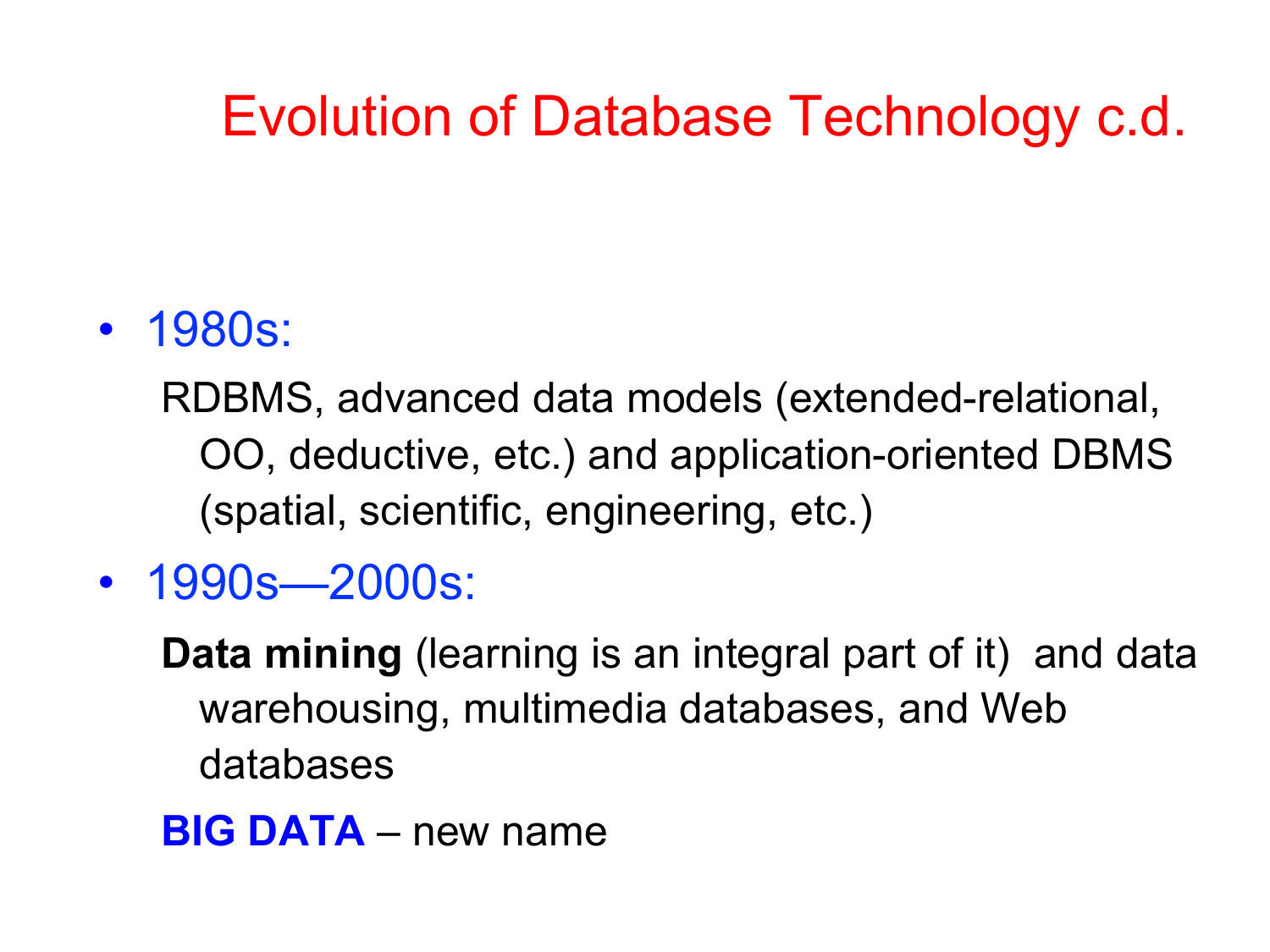# Evolution of Database Technology c.d.

- 1980s:

  RDBMS, advanced data models (extended-relational, OO, deductive, etc.) and application-oriented DBMS (spatial, scientific, engineering, etc.)

- 1990s—2000s:

  **Data mining** (learning is an integral part of it) and data warehousing, multimedia databases, and Web databases

  **BIG DATA** – new name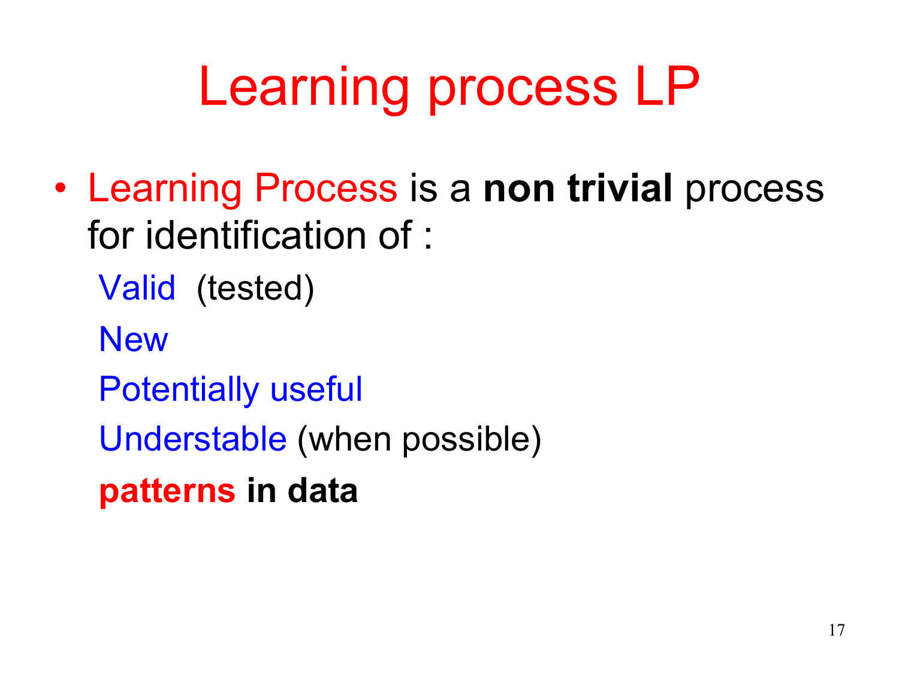# Learning process LP

- Learning Process is a **non trivial** process for identification of :

  Valid (tested)

  New

  Potentially useful

  Understable (when possible)

  **patterns in data**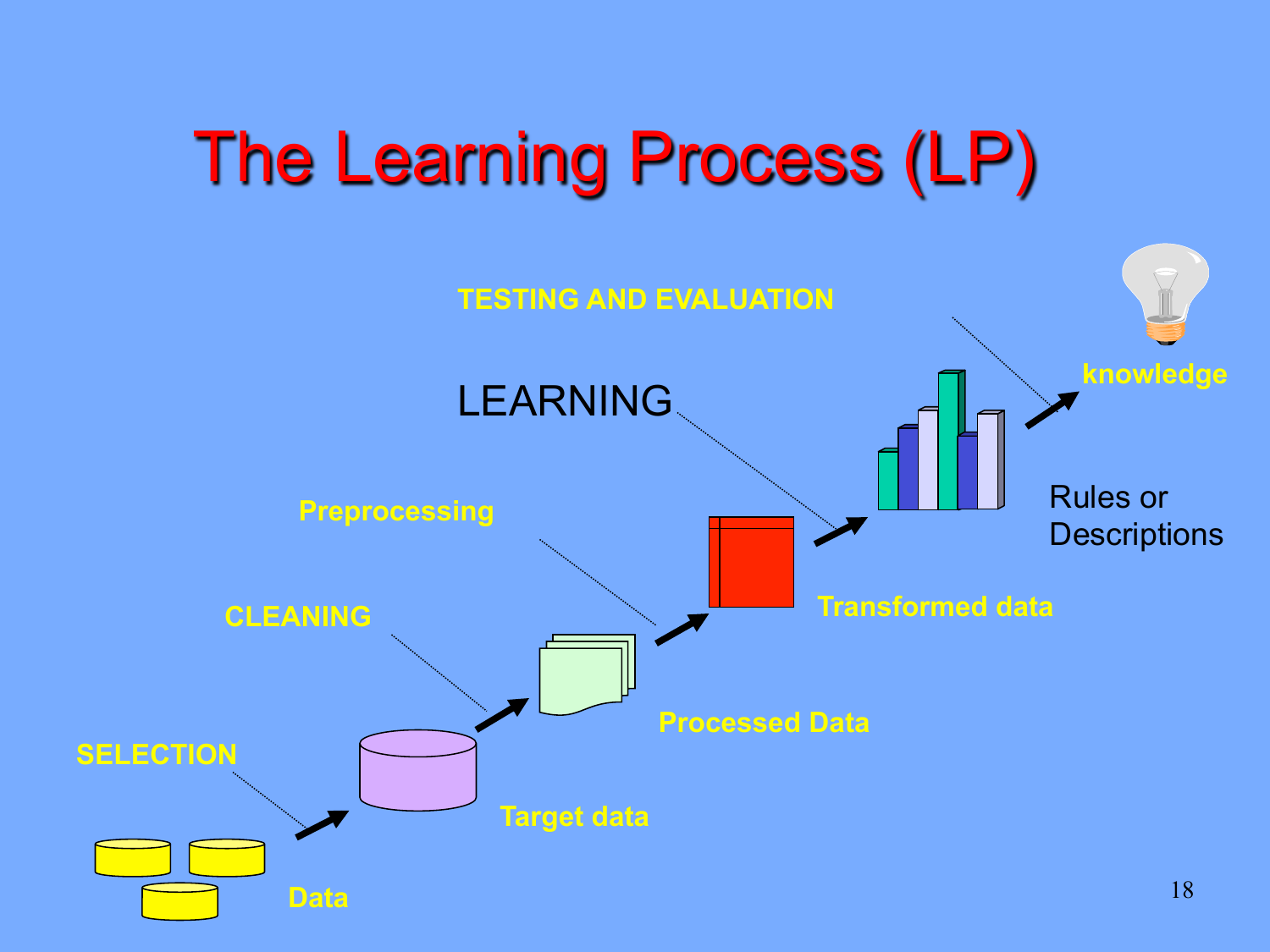# The Learning Process (LP)

TESTING AND EVALUATION

LEARNING

Preprocessing

CLEANING

SELECTION

Data

Target data

Processed Data

Transformed data

Rules or Descriptions

knowledge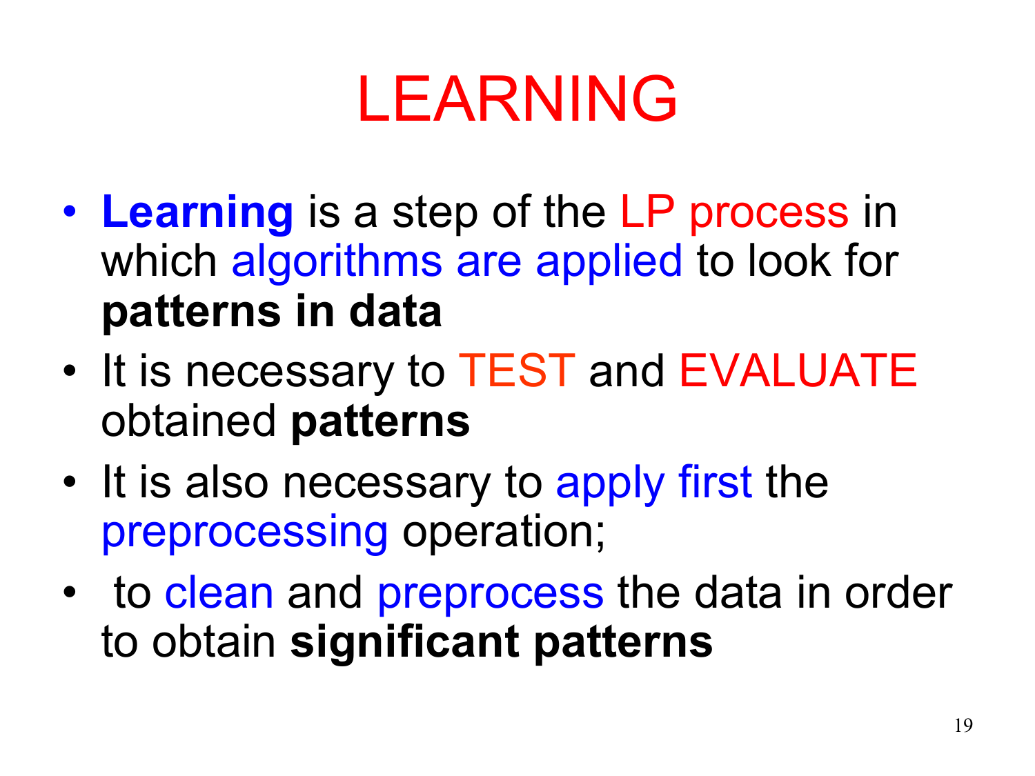# LEARNING

- **Learning** is a step of the LP process in which algorithms are applied to look for **patterns in data**
- It is necessary to TEST and EVALUATE obtained **patterns**
- It is also necessary to apply first the preprocessing operation;
- to clean and preprocess the data in order to obtain **significant patterns**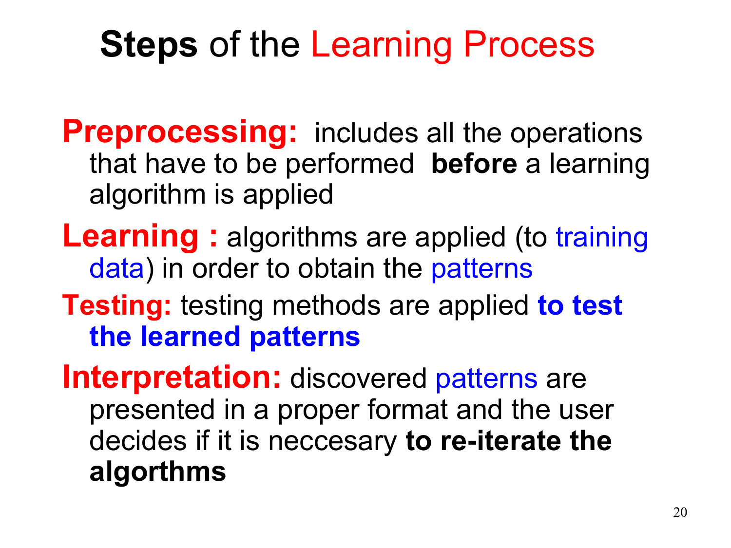# **Steps** of the Learning Process

**Preprocessing:** includes all the operations that have to be performed **before** a learning algorithm is applied

**Learning :** algorithms are applied (to training data) in order to obtain the patterns

**Testing:** testing methods are applied **to test the learned patterns**

**Interpretation:** discovered patterns are presented in a proper format and the user decides if it is neccesary **to re-iterate the algorthms**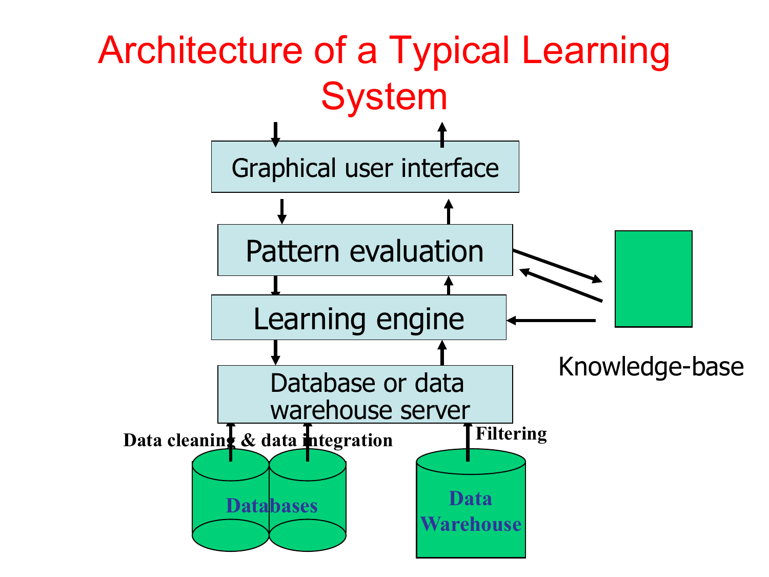# Architecture of a Typical Learning System

Graphical user interface

Pattern evaluation

Learning engine

Database or data warehouse server

Knowledge-base

Data cleaning & data integration

Filtering

Databases

Data Warehouse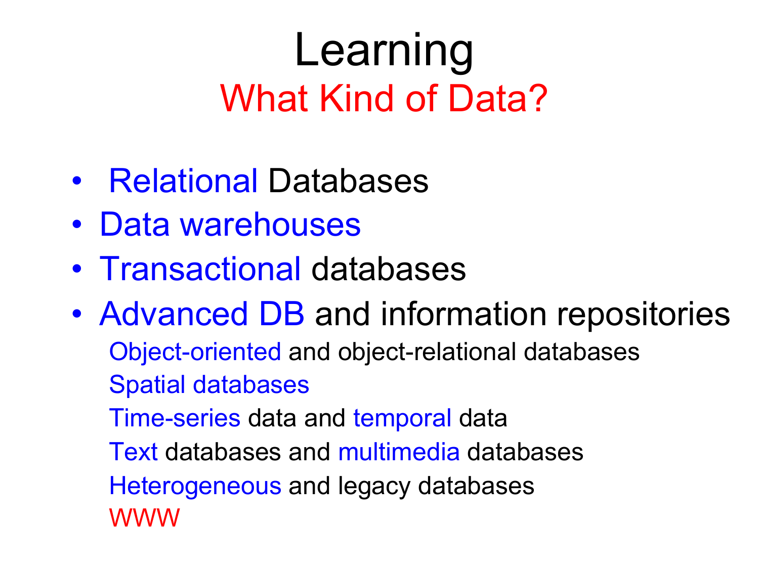# Learning

## What Kind of Data?

- Relational Databases
- Data warehouses
- Transactional databases
- Advanced DB and information repositories

  Object-oriented and object-relational databases

  Spatial databases

  Time-series data and temporal data

  Text databases and multimedia databases

  Heterogeneous and legacy databases

  WWW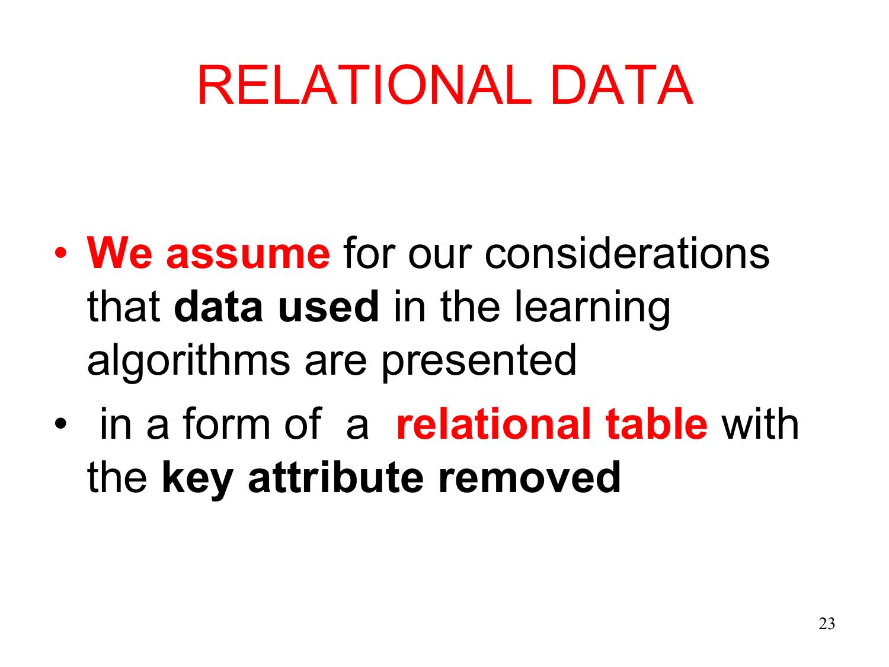# RELATIONAL DATA

- **We assume** for our considerations that **data used** in the learning algorithms are presented
- in a form of a **relational table** with the **key attribute removed**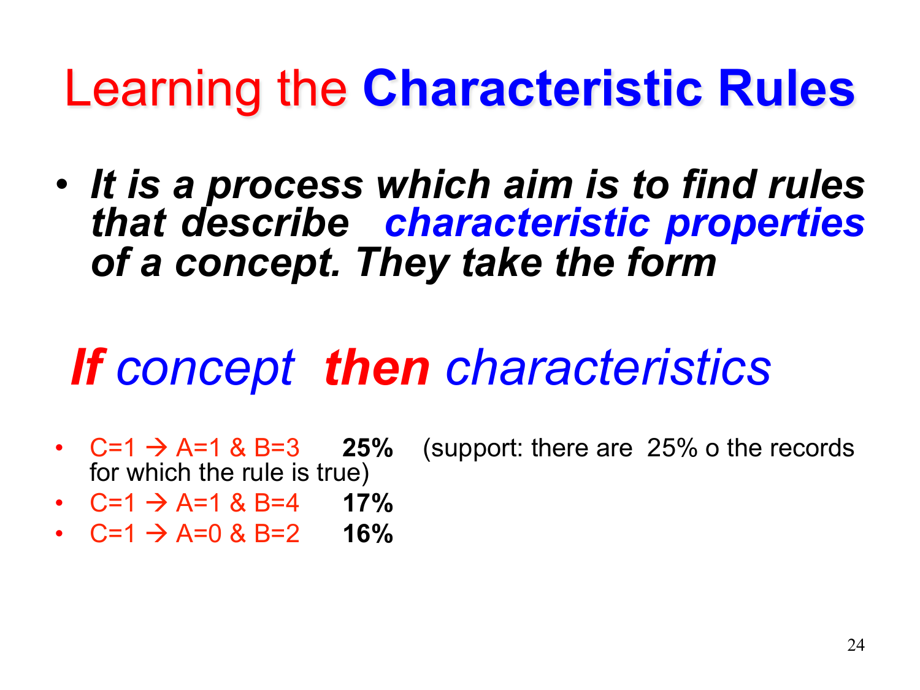# Learning the **Characteristic Rules**

- ***It is a process which aim is to find rules that describe characteristic properties of a concept. They take the form***

***If** concept **then** characteristics*

- C=1 → A=1 & B=3 **25%** (support: there are 25% o the records for which the rule is true)
- C=1 → A=1 & B=4 **17%**
- C=1 → A=0 & B=2 **16%**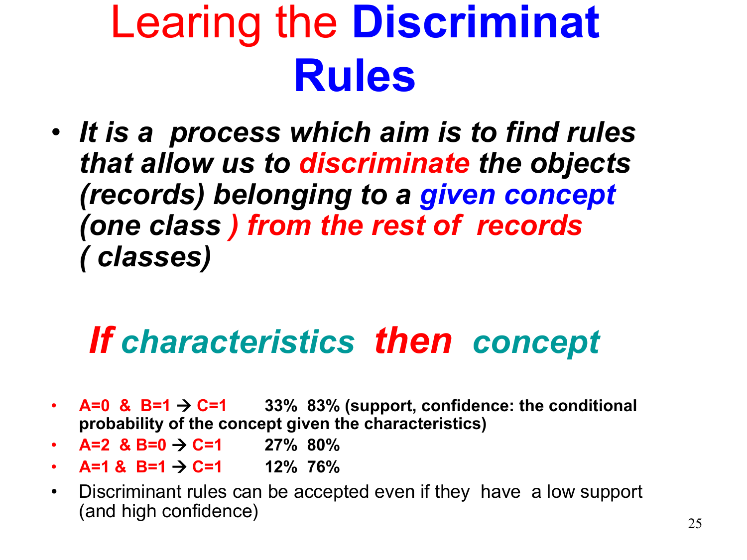# Learing the **Discriminat Rules**

- ***It is a process which aim is to find rules that allow us to discriminate the objects (records) belonging to a given concept (one class ) from the rest of records ( classes)***

## ***If characteristics then concept***

- **A=0 & B=1 → C=1 33% 83% (support, confidence: the conditional probability of the concept given the characteristics)**
- **A=2 & B=0 → C=1 27% 80%**
- **A=1 & B=1 → C=1 12% 76%**
- Discriminant rules can be accepted even if they have a low support (and high confidence)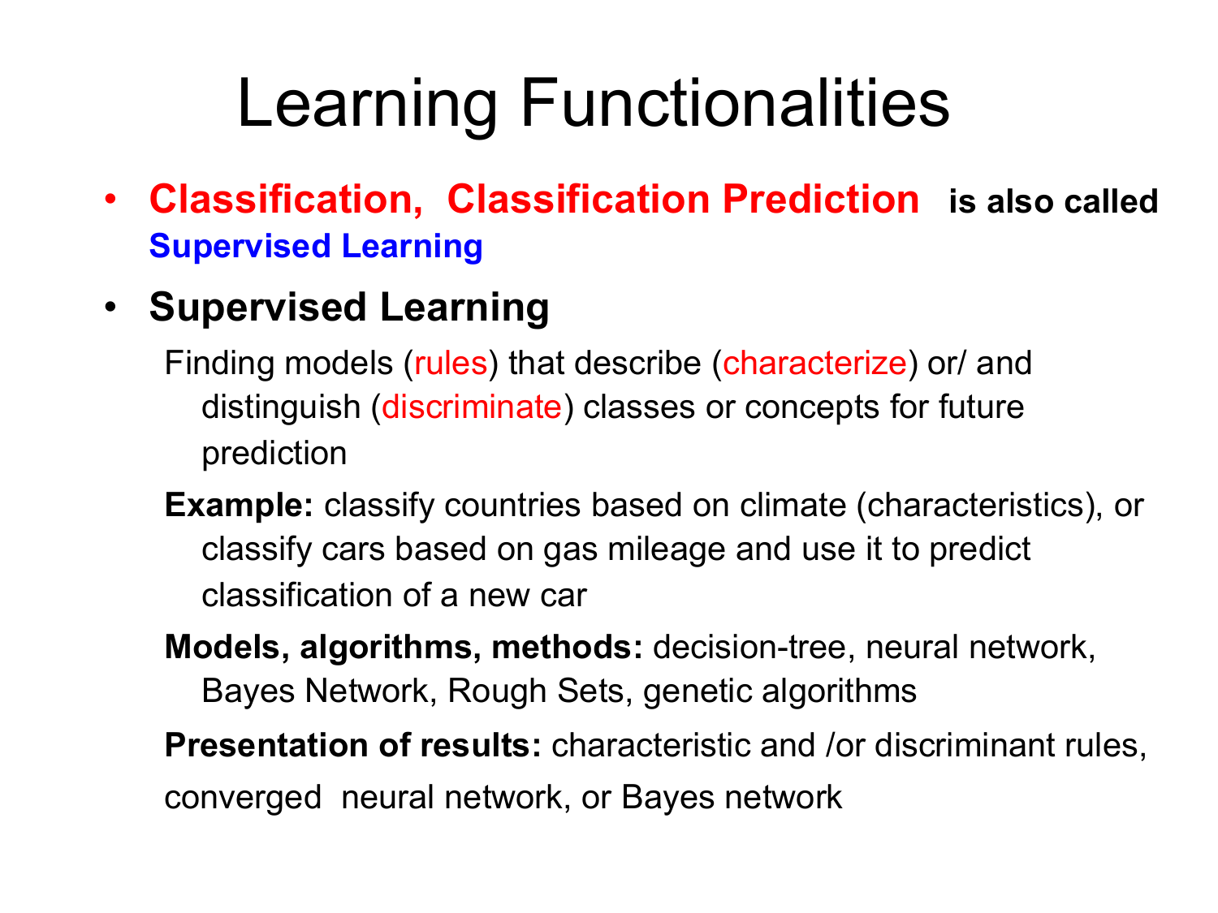# Learning Functionalities

- **Classification, Classification Prediction** **is also called** **Supervised Learning**
- **Supervised Learning**

  Finding models (rules) that describe (characterize) or/ and distinguish (discriminate) classes or concepts for future prediction

  **Example:** classify countries based on climate (characteristics), or classify cars based on gas mileage and use it to predict classification of a new car

  **Models, algorithms, methods:** decision-tree, neural network, Bayes Network, Rough Sets, genetic algorithms

  **Presentation of results:** characteristic and /or discriminant rules, converged neural network, or Bayes network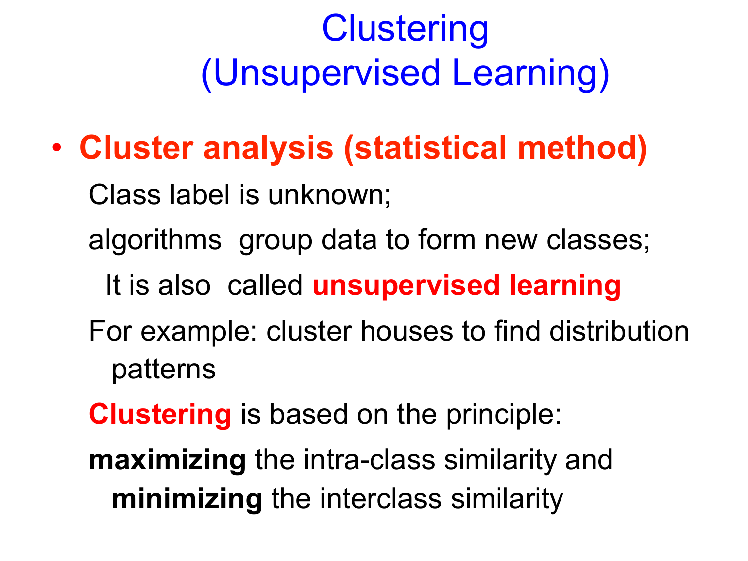# Clustering
# (Unsupervised Learning)

- **Cluster analysis (statistical method)**

  Class label is unknown;

  algorithms group data to form new classes;

  It is also called **unsupervised learning**

  For example: cluster houses to find distribution patterns

  **Clustering** is based on the principle:

  **maximizing** the intra-class similarity and **minimizing** the interclass similarity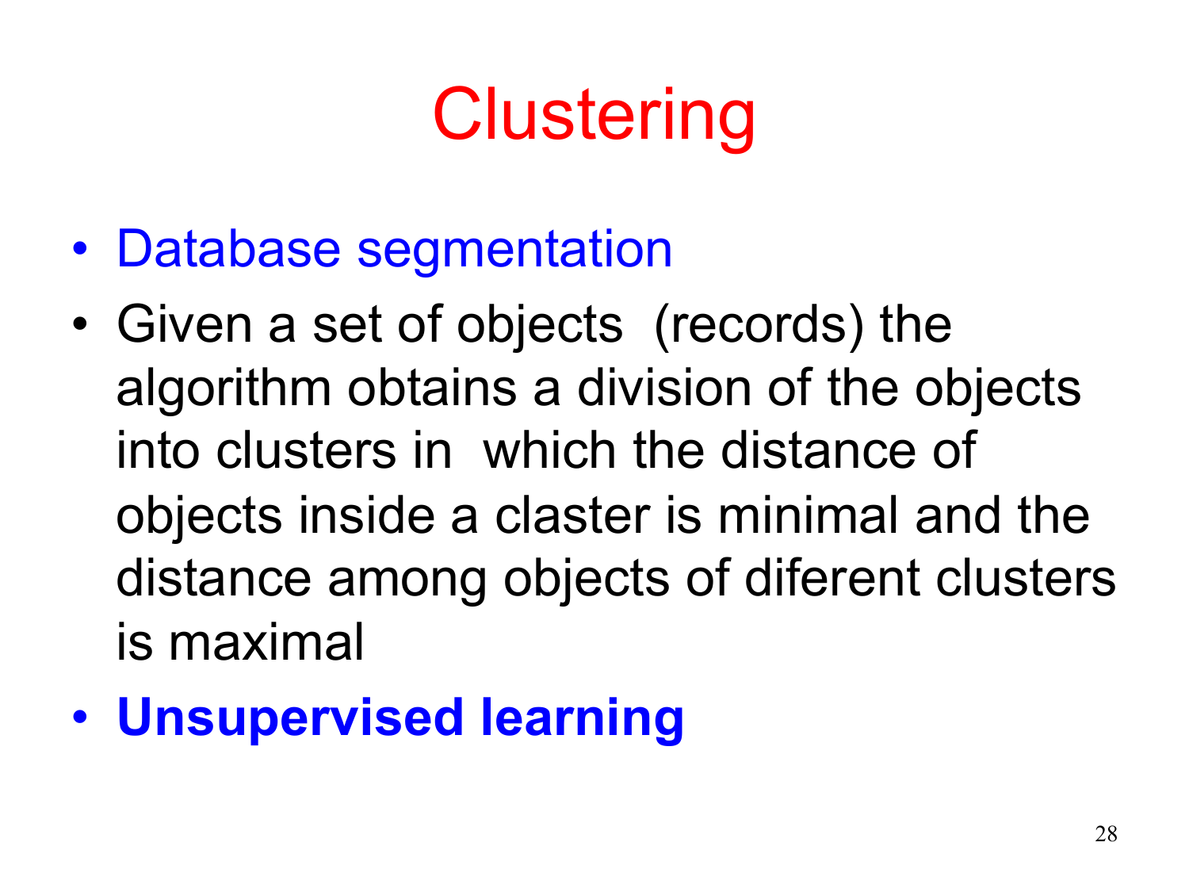# Clustering

- Database segmentation
- Given a set of objects (records) the algorithm obtains a division of the objects into clusters in which the distance of objects inside a claster is minimal and the distance among objects of diferent clusters is maximal
- **Unsupervised learning**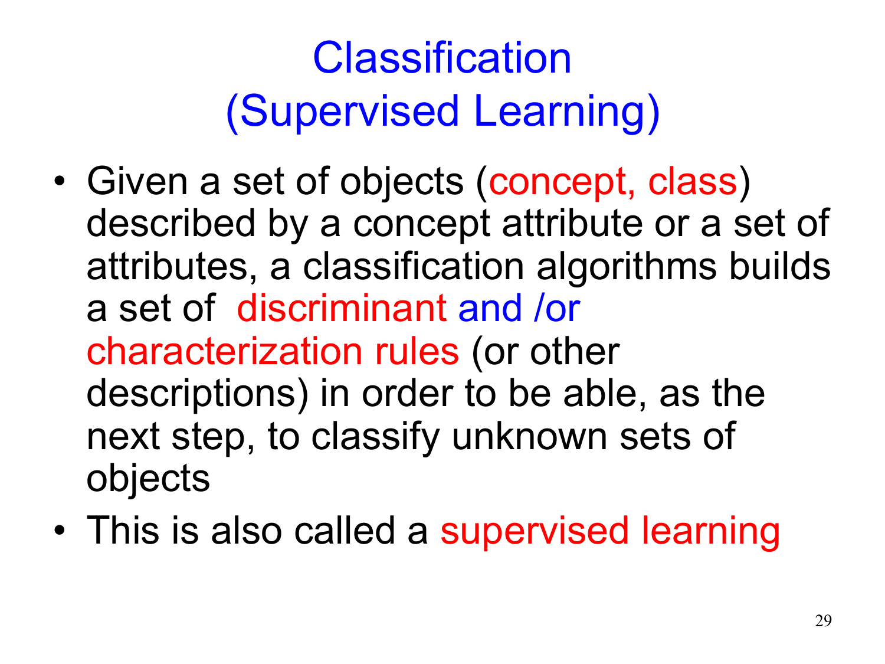# Classification (Supervised Learning)

- Given a set of objects (concept, class) described by a concept attribute or a set of attributes, a classification algorithms builds a set of discriminant and /or characterization rules (or other descriptions) in order to be able, as the next step, to classify unknown sets of objects
- This is also called a supervised learning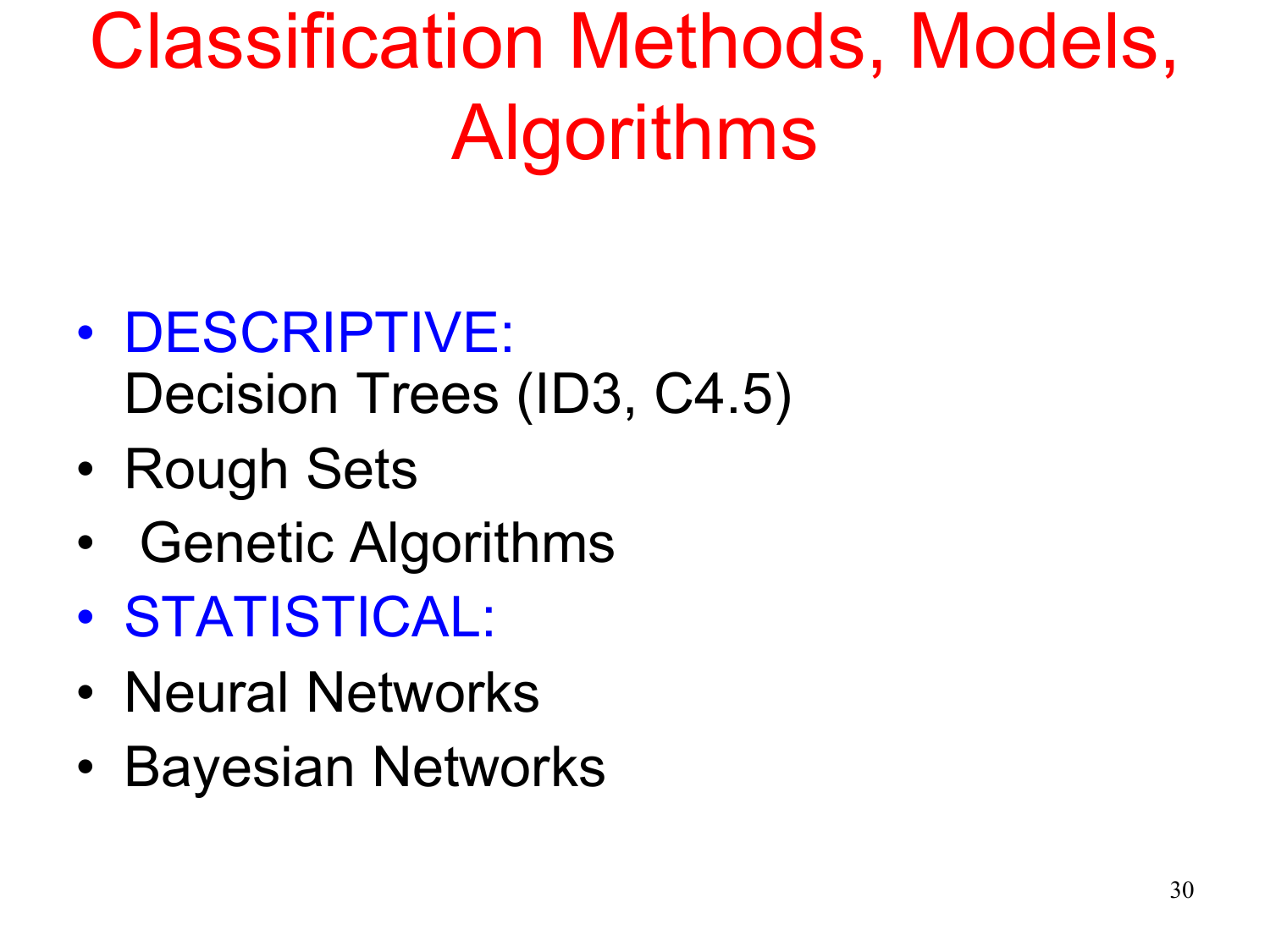# Classification Methods, Models, Algorithms

- DESCRIPTIVE:
  Decision Trees (ID3, C4.5)
- Rough Sets
- Genetic Algorithms
- STATISTICAL:
- Neural Networks
- Bayesian Networks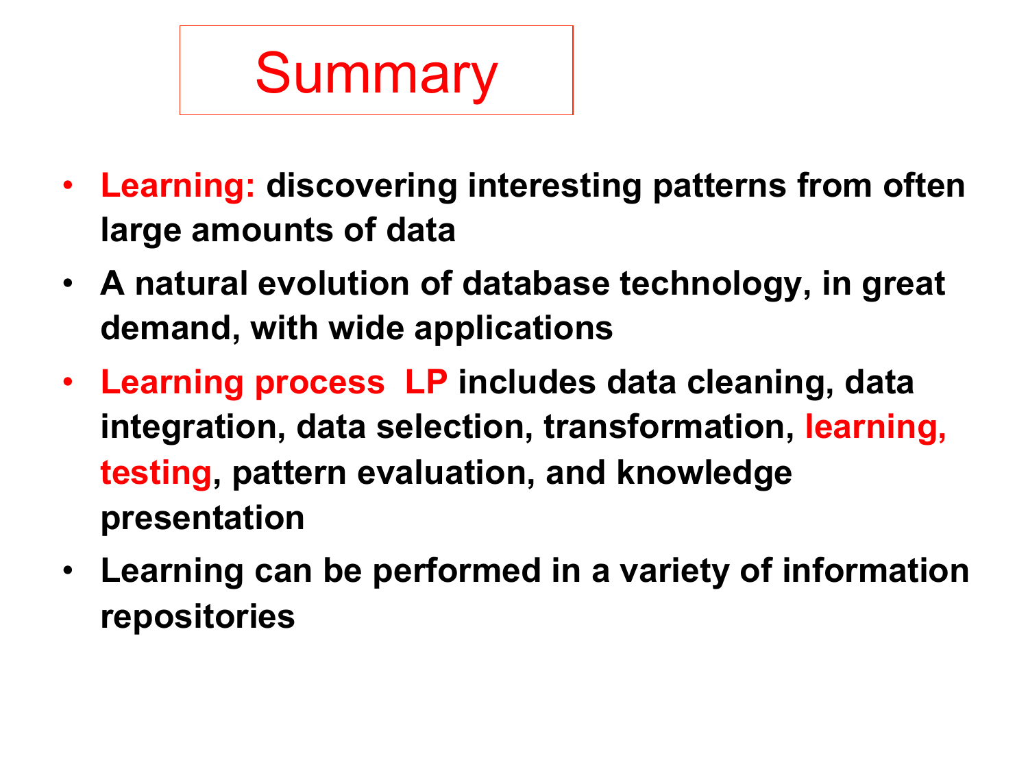# Summary

- **Learning: discovering interesting patterns from often large amounts of data**
- **A natural evolution of database technology, in great demand, with wide applications**
- **Learning process LP includes data cleaning, data integration, data selection, transformation, learning, testing, pattern evaluation, and knowledge presentation**
- **Learning can be performed in a variety of information repositories**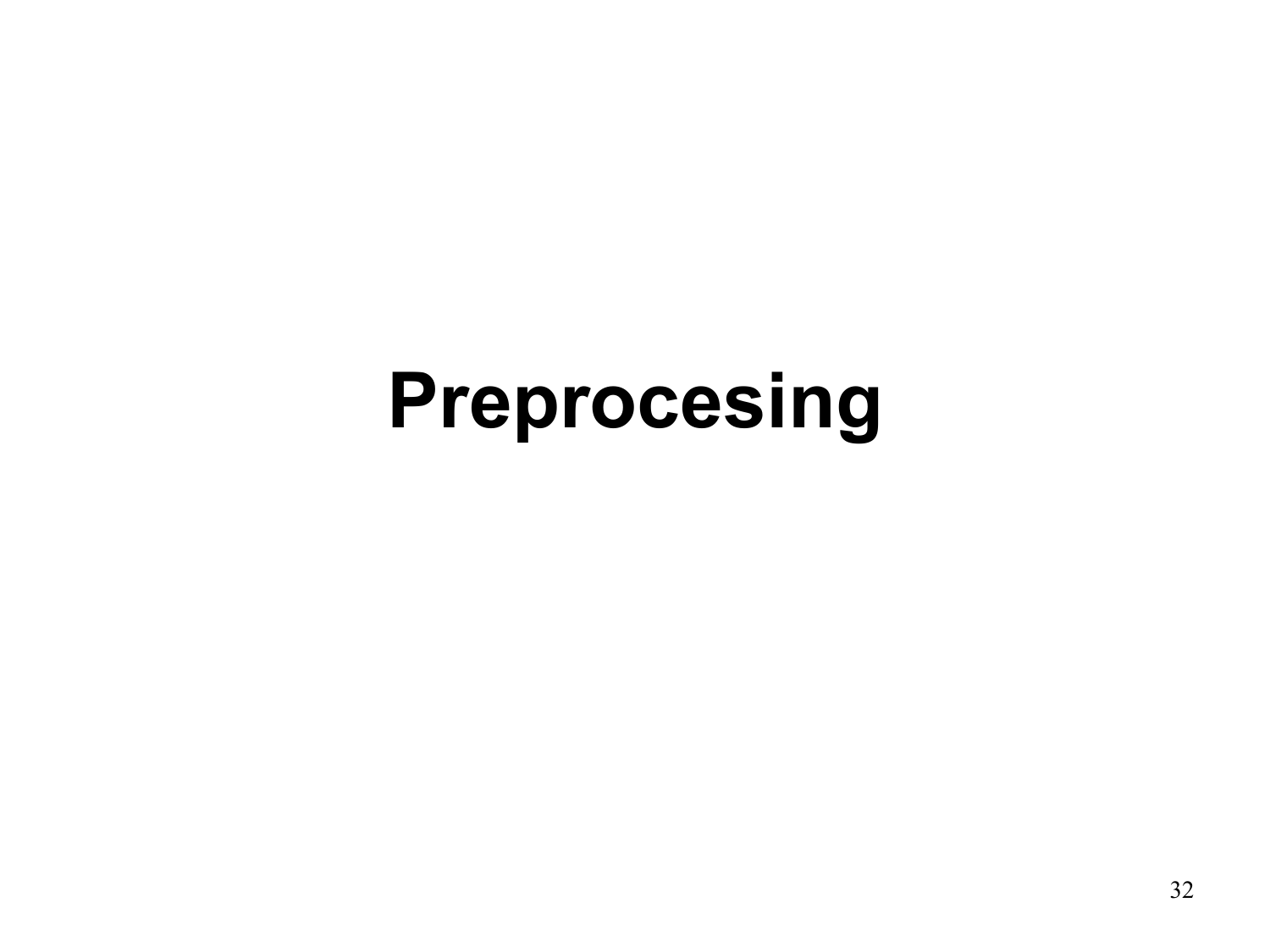# Preprocesing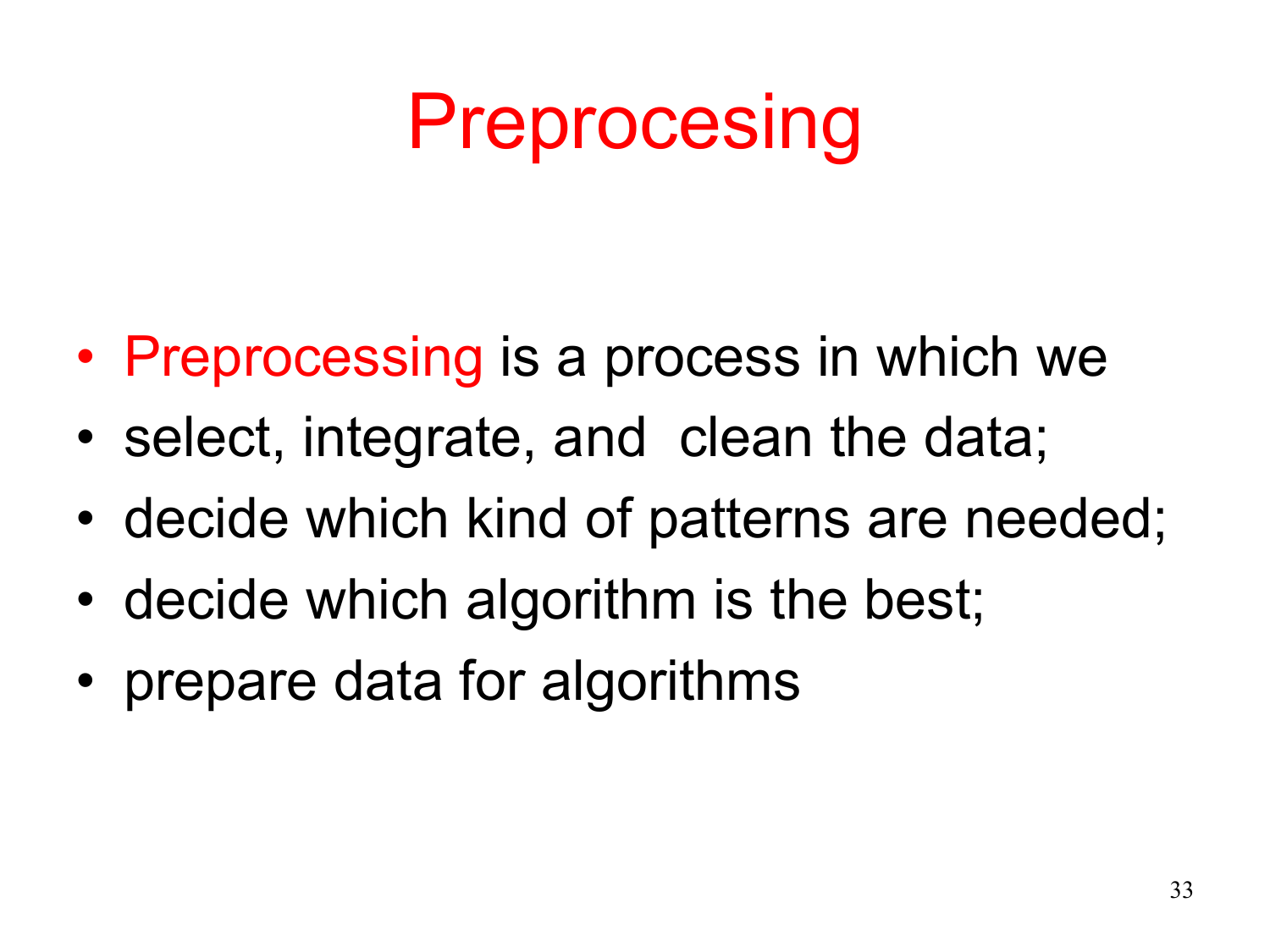# Preprocesing

- Preprocessing is a process in which we
- select, integrate, and  clean the data;
- decide which kind of patterns are needed;
- decide which algorithm is the best;
- prepare data for algorithms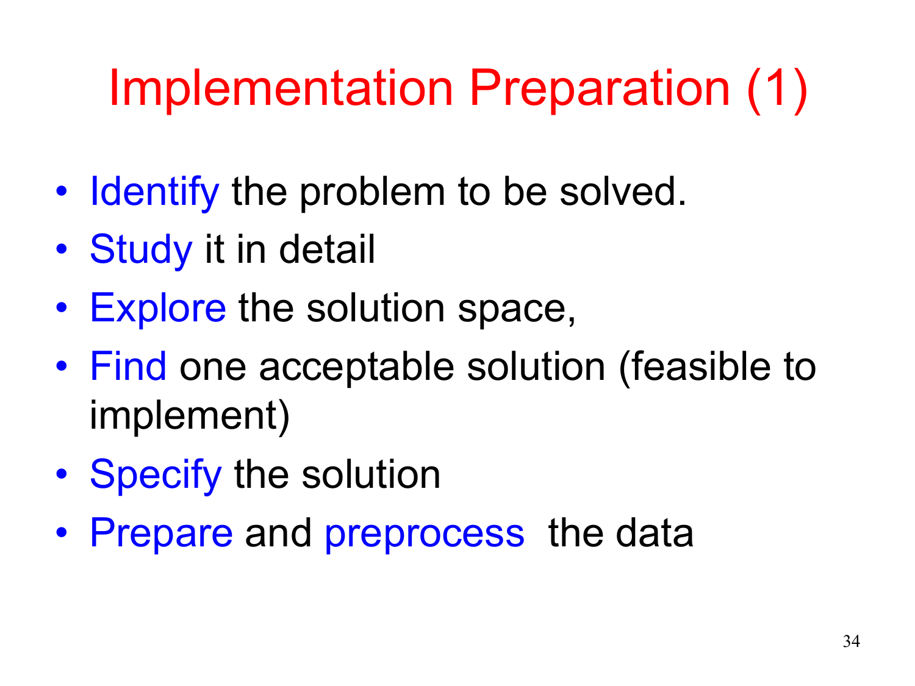# Implementation Preparation (1)

- Identify the problem to be solved.
- Study it in detail
- Explore the solution space,
- Find one acceptable solution (feasible to implement)
- Specify the solution
- Prepare and preprocess the data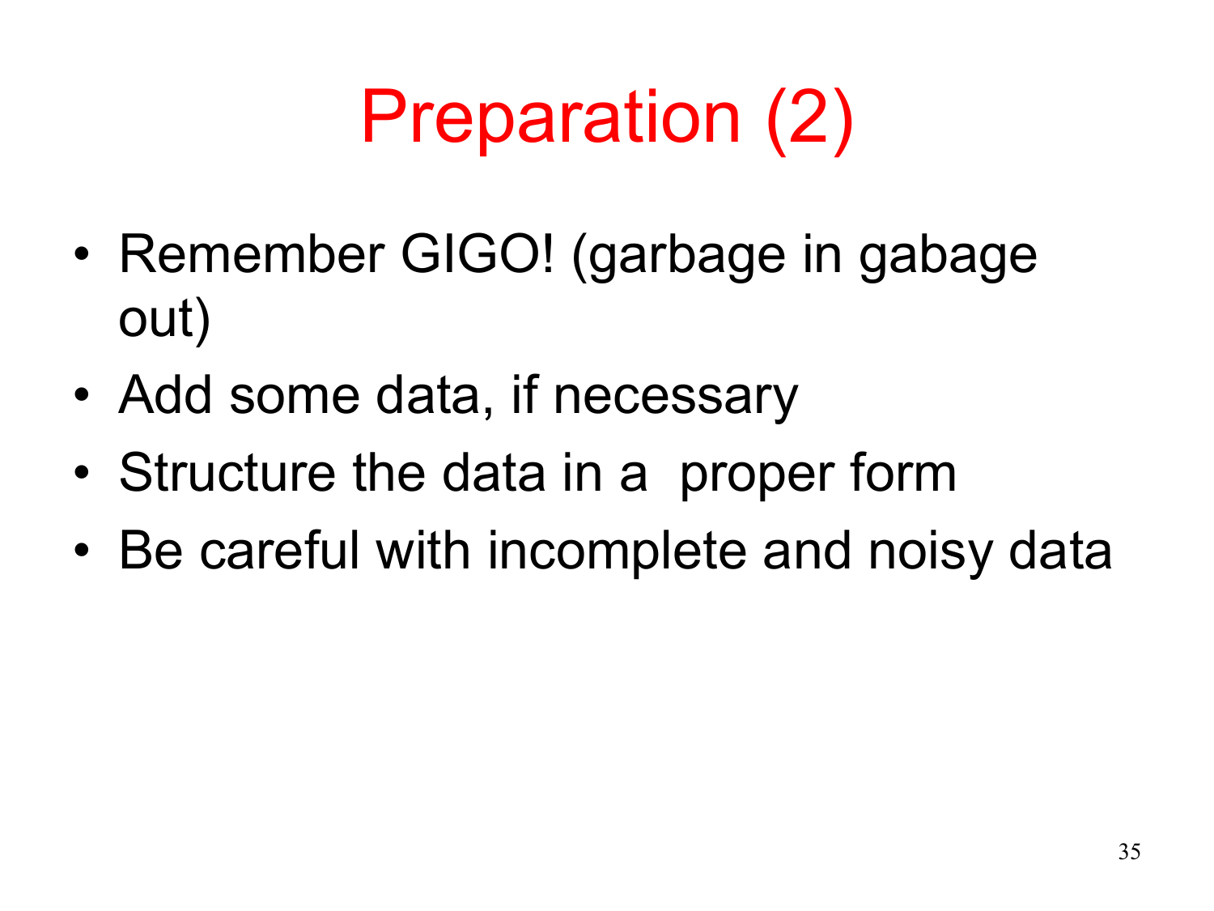# Preparation (2)

- Remember GIGO! (garbage in gabage out)
- Add some data, if necessary
- Structure the data in a  proper form
- Be careful with incomplete and noisy data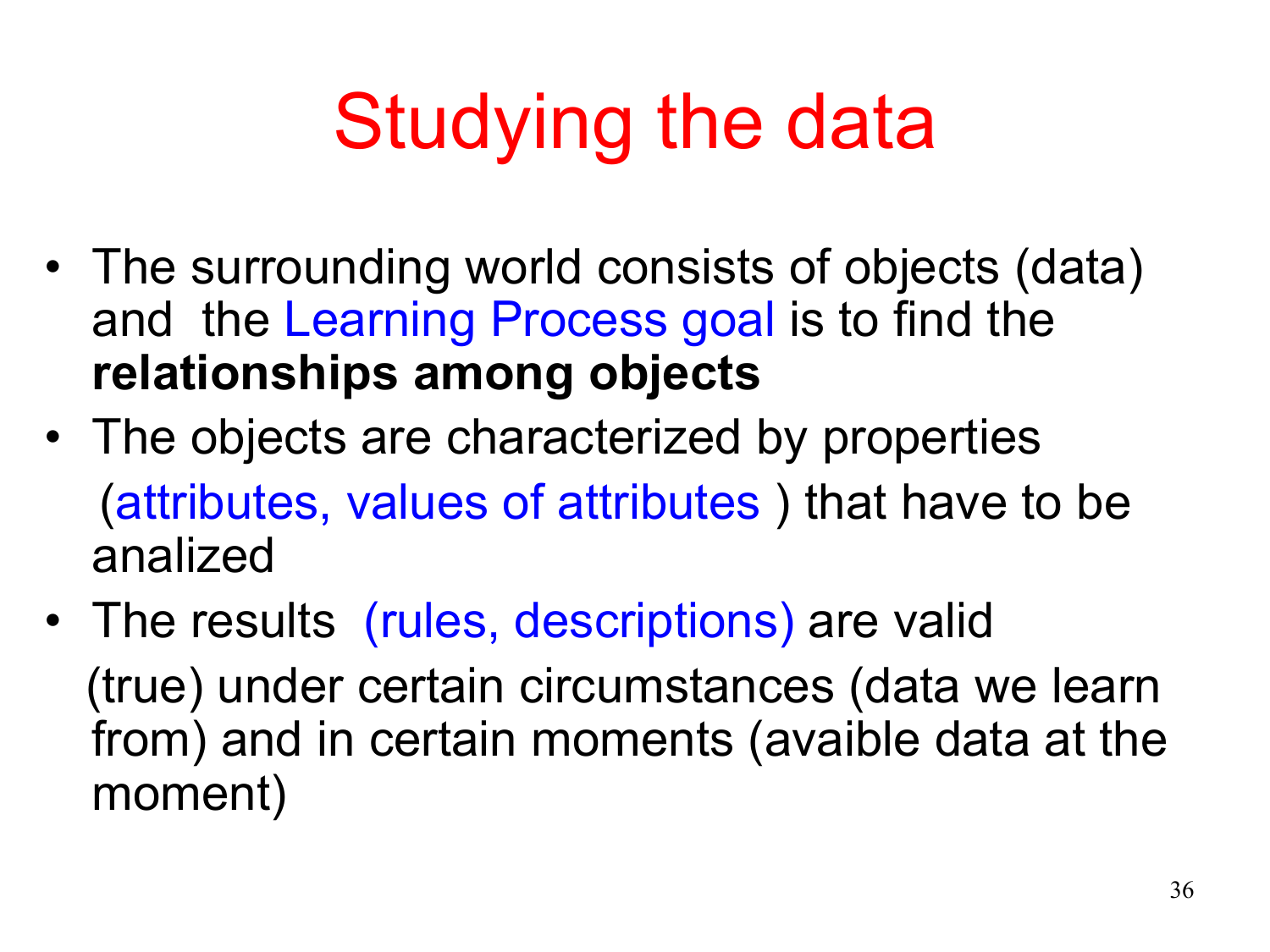# Studying the data

- The surrounding world consists of objects (data) and the Learning Process goal is to find the **relationships among objects**
- The objects are characterized by properties (attributes, values of attributes ) that have to be analized
- The results (rules, descriptions) are valid (true) under certain circumstances (data we learn from) and in certain moments (avaible data at the moment)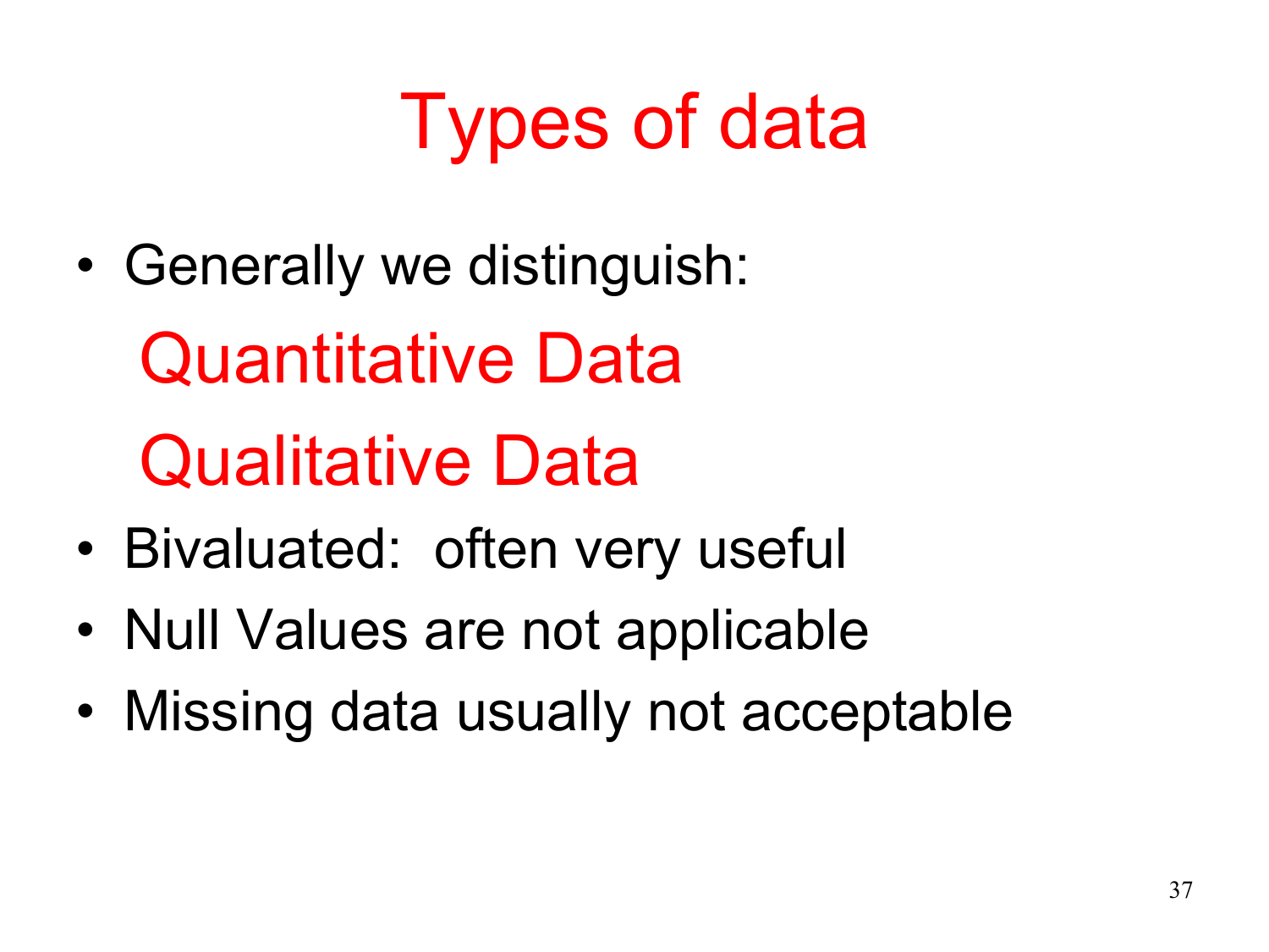# Types of data

- Generally we distinguish:

  Quantitative Data

  Qualitative Data

- Bivaluated: often very useful
- Null Values are not applicable
- Missing data usually not acceptable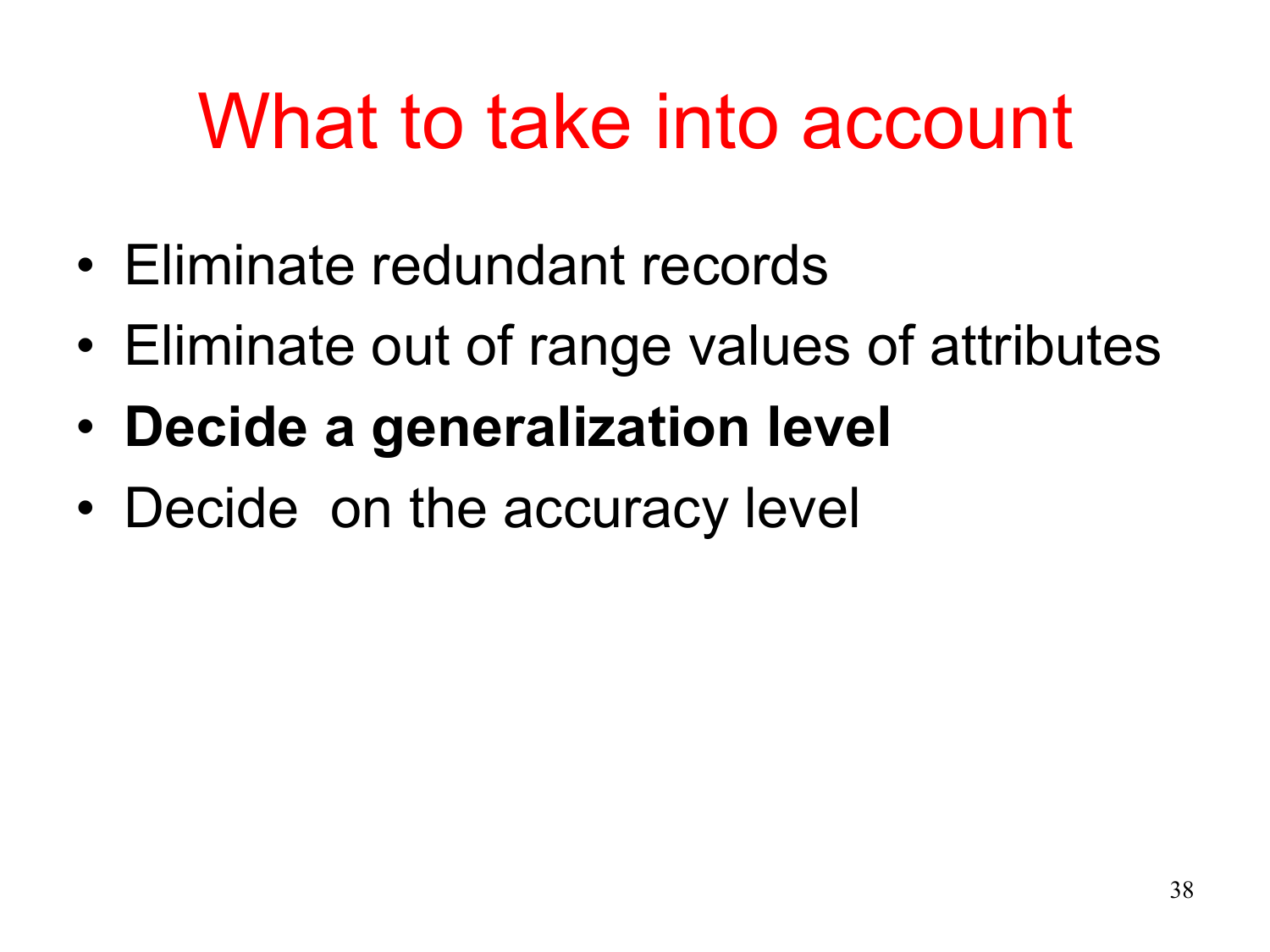# What to take into account

- Eliminate redundant records
- Eliminate out of range values of attributes
- **Decide a generalization level**
- Decide  on the accuracy level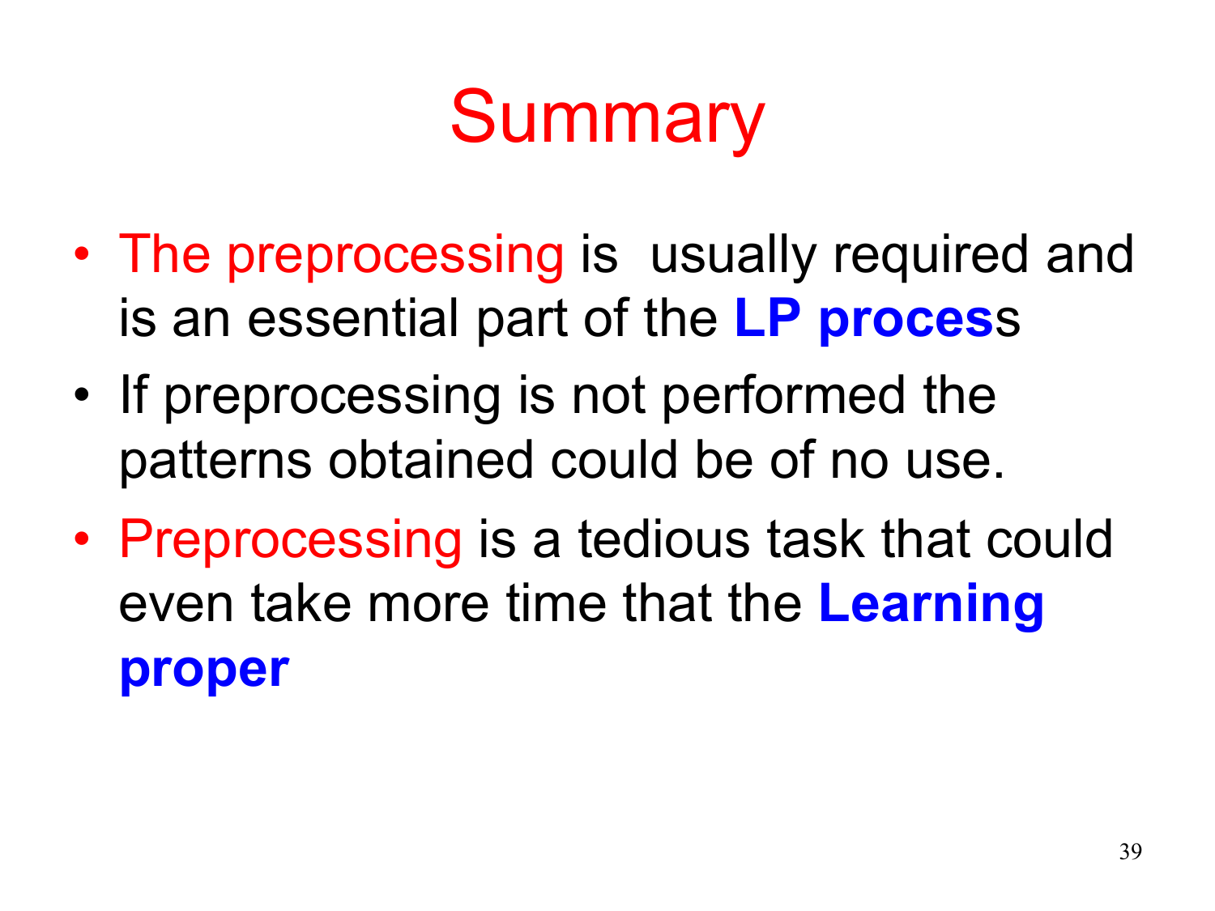# Summary

- The preprocessing is usually required and is an essential part of the **LP process**
- If preprocessing is not performed the patterns obtained could be of no use.
- Preprocessing is a tedious task that could even take more time that the **Learning proper**